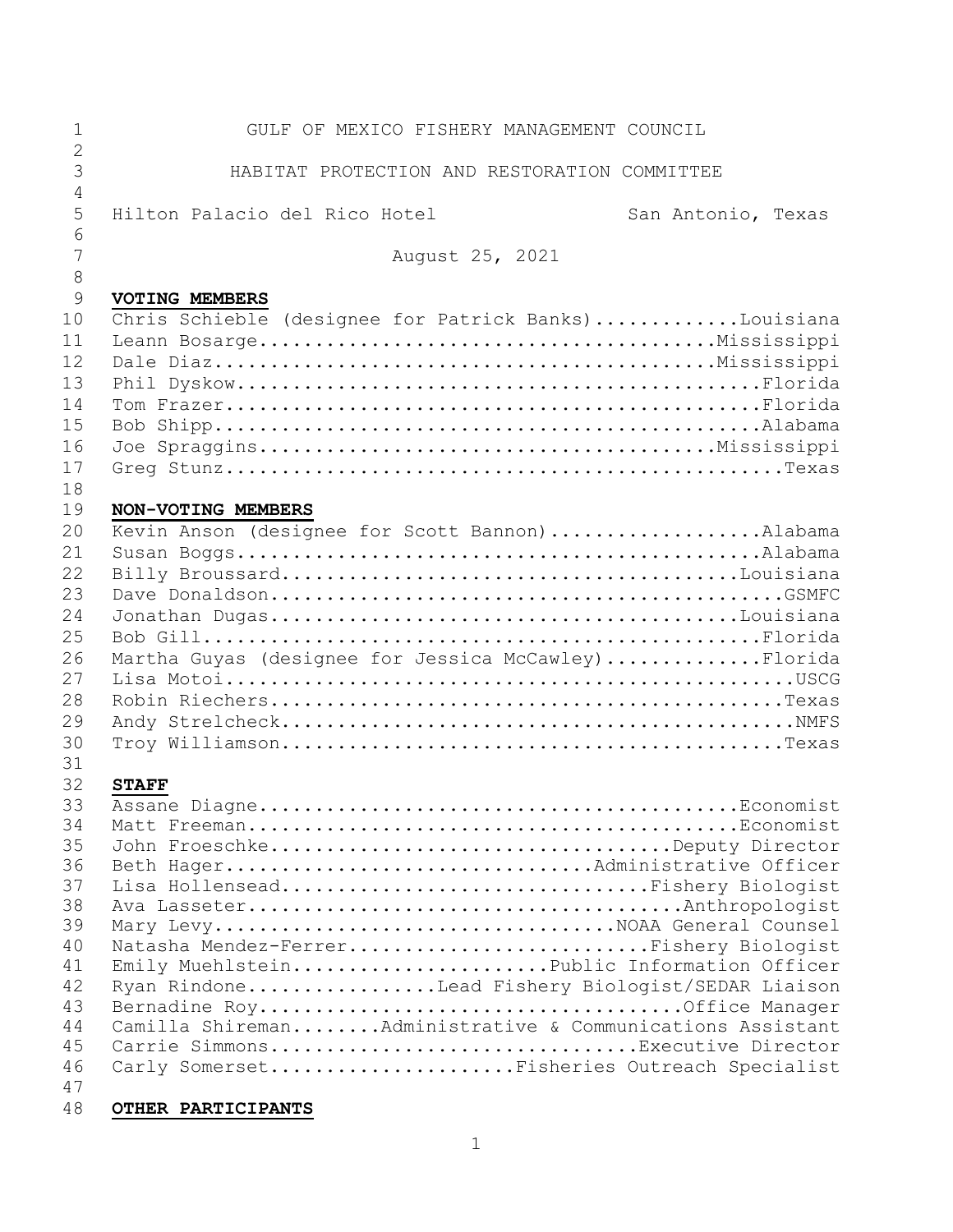# GULF OF MEXICO FISHERY MANAGEMENT COUNCIL

## HABITAT PROTECTION AND RESTORATION COMMITTEE

Hilton Palacio del Rico Hotel San Antonio, Texas

August 25, 2021

**VOTING MEMBERS**

Chris Schieble (designee for Patrick Banks).............Louisiana
Leann Bosarge........................................Mississippi
Dale Diaz............................................Mississippi
Phil Dyskow..............................................Florida
Tom Frazer...............................................Florida
Bob Shipp................................................Alabama
Joe Spraggins........................................Mississippi
Greg Stunz.................................................Texas

**NON-VOTING MEMBERS**

Kevin Anson (designee for Scott Bannon)..................Alabama
Susan Boggs..............................................Alabama
Billy Broussard........................................Louisiana
Dave Donaldson.............................................GSMFC
Jonathan Dugas.........................................Louisiana
Bob Gill.................................................Florida
Martha Guyas (designee for Jessica McCawley).............Florida
Lisa Motoi..................................................USCG
Robin Riechers.............................................Texas
Andy Strelcheck.............................................NMFS
Troy Williamson............................................Texas

**STAFF**

Assane Diagne..........................................Economist
Matt Freeman...........................................Economist
John Froeschke....................................Deputy Director
Beth Hager................................Administrative Officer
Lisa Hollensead.................................Fishery Biologist
Ava Lasseter......................................Anthropologist
Mary Levy...................................NOAA General Counsel
Natasha Mendez-Ferrer...........................Fishery Biologist
Emily Muehlstein.......................Public Information Officer
Ryan Rindone................Lead Fishery Biologist/SEDAR Liaison
Bernadine Roy.....................................Office Manager
Camilla Shireman........Administrative & Communications Assistant
Carrie Simmons................................Executive Director
Carly Somerset.....................Fisheries Outreach Specialist

**OTHER PARTICIPANTS**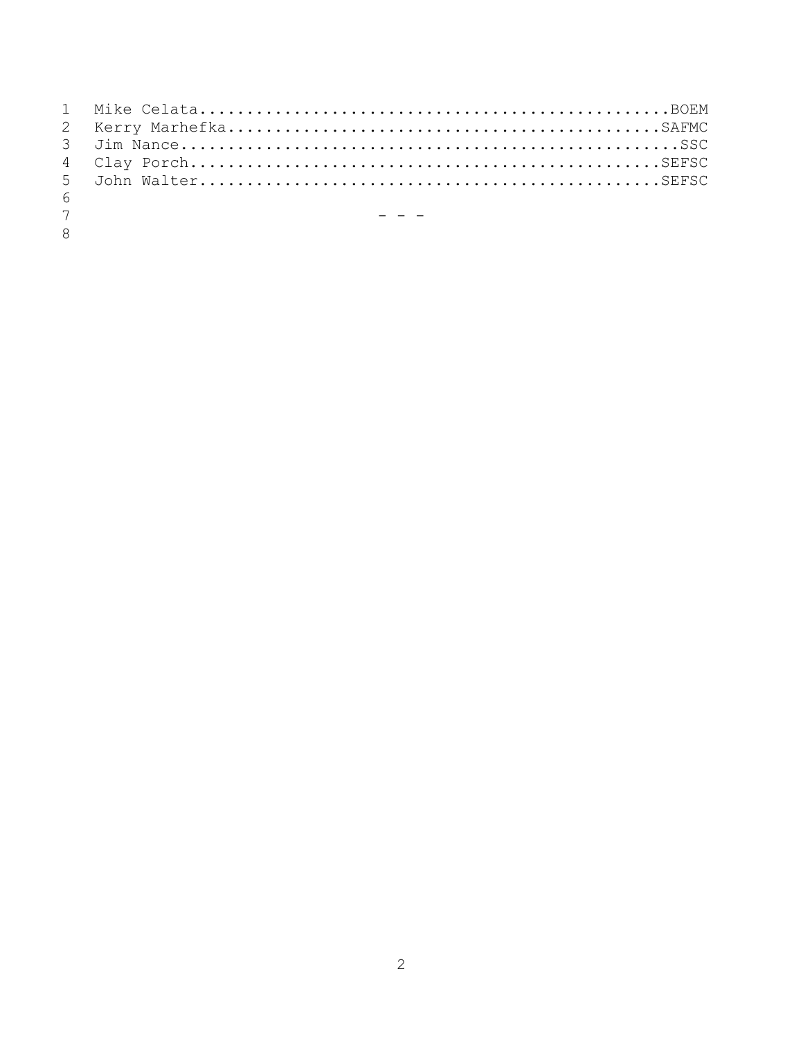Mike Celata.................................................BOEM
Kerry Marhefka.............................................SAFMC
Jim Nance....................................................SSC
Clay Porch.................................................SEFSC
John Walter................................................SEFSC

- - -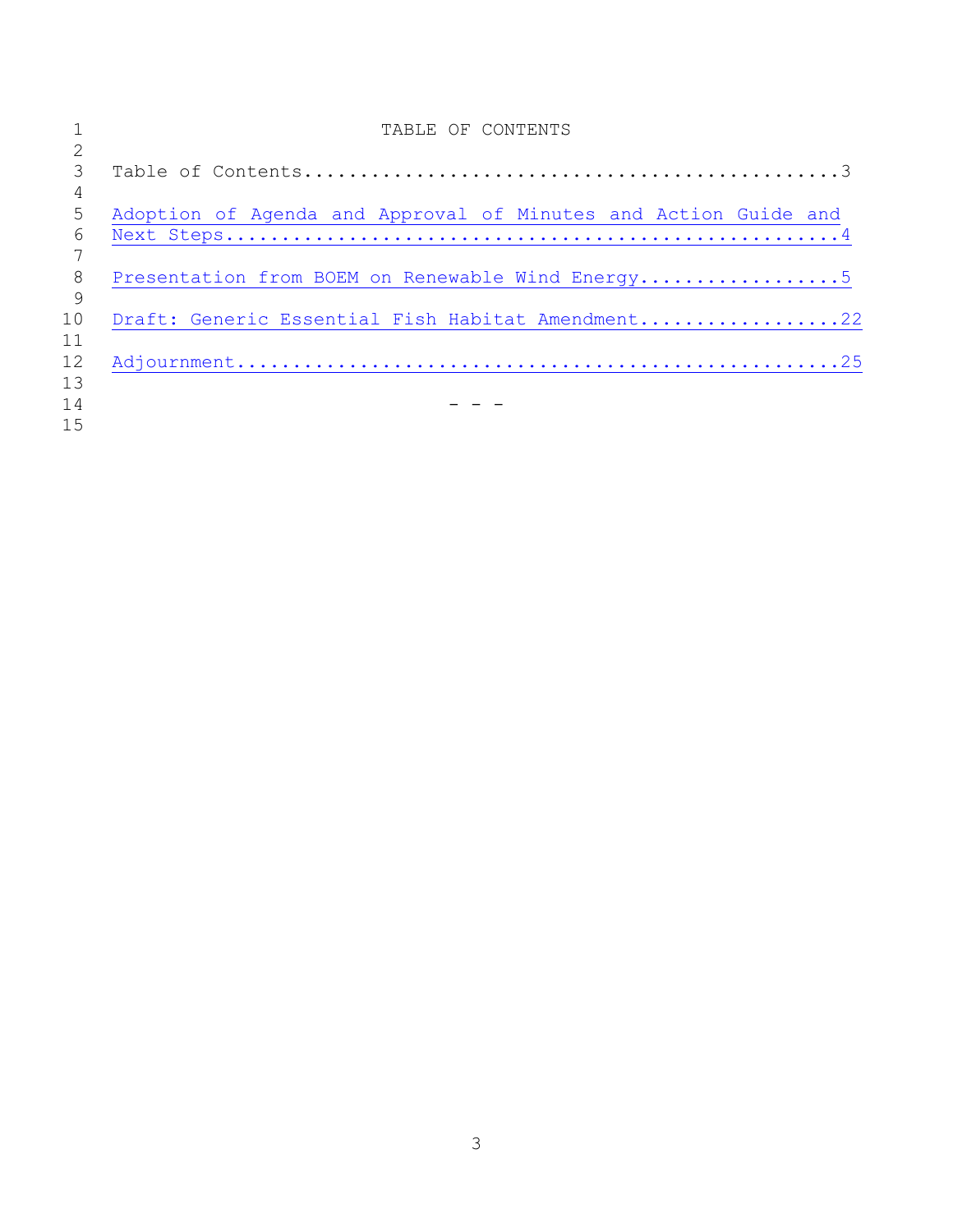# TABLE OF CONTENTS

Table of Contents.............................................3

Adoption of Agenda and Approval of Minutes and Action Guide and Next Steps....................................................4

Presentation from BOEM on Renewable Wind Energy..................5

Draft: Generic Essential Fish Habitat Amendment..................22

Adjournment...................................................25

- - -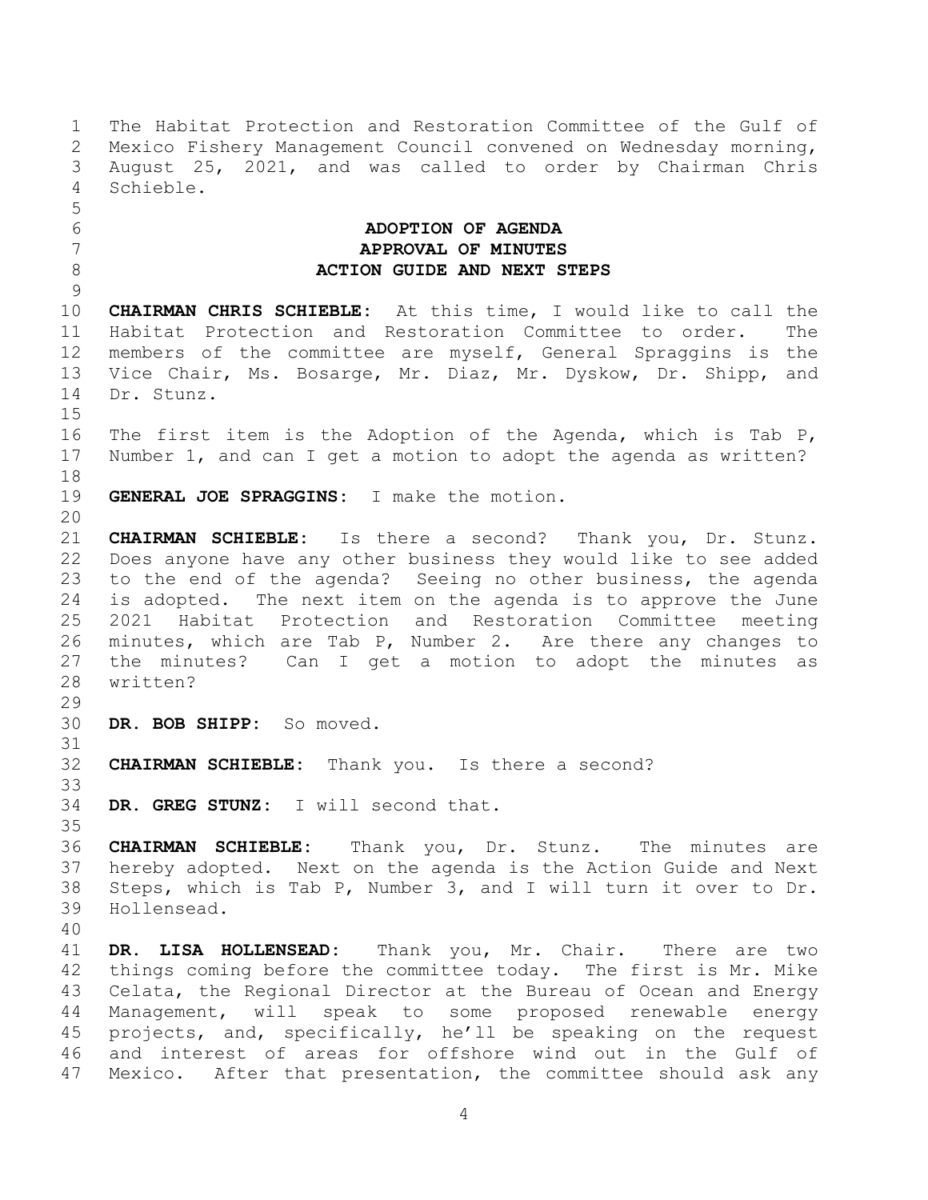The Habitat Protection and Restoration Committee of the Gulf of Mexico Fishery Management Council convened on Wednesday morning, August 25, 2021, and was called to order by Chairman Chris Schieble.

## ADOPTION OF AGENDA
## APPROVAL OF MINUTES
## ACTION GUIDE AND NEXT STEPS

**CHAIRMAN CHRIS SCHIEBLE:** At this time, I would like to call the Habitat Protection and Restoration Committee to order. The members of the committee are myself, General Spraggins is the Vice Chair, Ms. Bosarge, Mr. Diaz, Mr. Dyskow, Dr. Shipp, and Dr. Stunz.

The first item is the Adoption of the Agenda, which is Tab P, Number 1, and can I get a motion to adopt the agenda as written?

**GENERAL JOE SPRAGGINS:** I make the motion.

**CHAIRMAN SCHIEBLE:** Is there a second? Thank you, Dr. Stunz. Does anyone have any other business they would like to see added to the end of the agenda? Seeing no other business, the agenda is adopted. The next item on the agenda is to approve the June 2021 Habitat Protection and Restoration Committee meeting minutes, which are Tab P, Number 2. Are there any changes to the minutes? Can I get a motion to adopt the minutes as written?

**DR. BOB SHIPP:** So moved.

**CHAIRMAN SCHIEBLE:** Thank you. Is there a second?

**DR. GREG STUNZ:** I will second that.

**CHAIRMAN SCHIEBLE:** Thank you, Dr. Stunz. The minutes are hereby adopted. Next on the agenda is the Action Guide and Next Steps, which is Tab P, Number 3, and I will turn it over to Dr. Hollensead.

**DR. LISA HOLLENSEAD:** Thank you, Mr. Chair. There are two things coming before the committee today. The first is Mr. Mike Celata, the Regional Director at the Bureau of Ocean and Energy Management, will speak to some proposed renewable energy projects, and, specifically, he'll be speaking on the request and interest of areas for offshore wind out in the Gulf of Mexico. After that presentation, the committee should ask any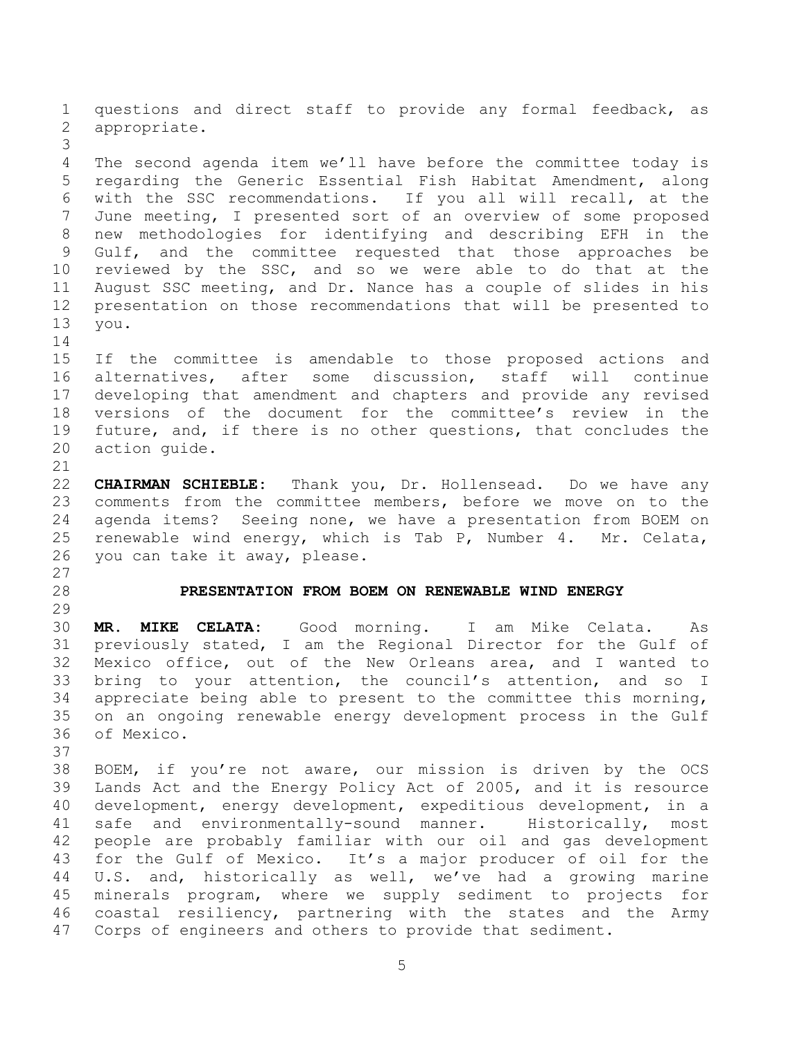questions and direct staff to provide any formal feedback, as appropriate.

The second agenda item we'll have before the committee today is regarding the Generic Essential Fish Habitat Amendment, along with the SSC recommendations. If you all will recall, at the June meeting, I presented sort of an overview of some proposed new methodologies for identifying and describing EFH in the Gulf, and the committee requested that those approaches be reviewed by the SSC, and so we were able to do that at the August SSC meeting, and Dr. Nance has a couple of slides in his presentation on those recommendations that will be presented to you.

If the committee is amendable to those proposed actions and alternatives, after some discussion, staff will continue developing that amendment and chapters and provide any revised versions of the document for the committee's review in the future, and, if there is no other questions, that concludes the action guide.

**CHAIRMAN SCHIEBLE:** Thank you, Dr. Hollensead. Do we have any comments from the committee members, before we move on to the agenda items? Seeing none, we have a presentation from BOEM on renewable wind energy, which is Tab P, Number 4. Mr. Celata, you can take it away, please.

## PRESENTATION FROM BOEM ON RENEWABLE WIND ENERGY

**MR. MIKE CELATA:** Good morning. I am Mike Celata. As previously stated, I am the Regional Director for the Gulf of Mexico office, out of the New Orleans area, and I wanted to bring to your attention, the council's attention, and so I appreciate being able to present to the committee this morning, on an ongoing renewable energy development process in the Gulf of Mexico.

BOEM, if you're not aware, our mission is driven by the OCS Lands Act and the Energy Policy Act of 2005, and it is resource development, energy development, expeditious development, in a safe and environmentally-sound manner. Historically, most people are probably familiar with our oil and gas development for the Gulf of Mexico. It's a major producer of oil for the U.S. and, historically as well, we've had a growing marine minerals program, where we supply sediment to projects for coastal resiliency, partnering with the states and the Army Corps of engineers and others to provide that sediment.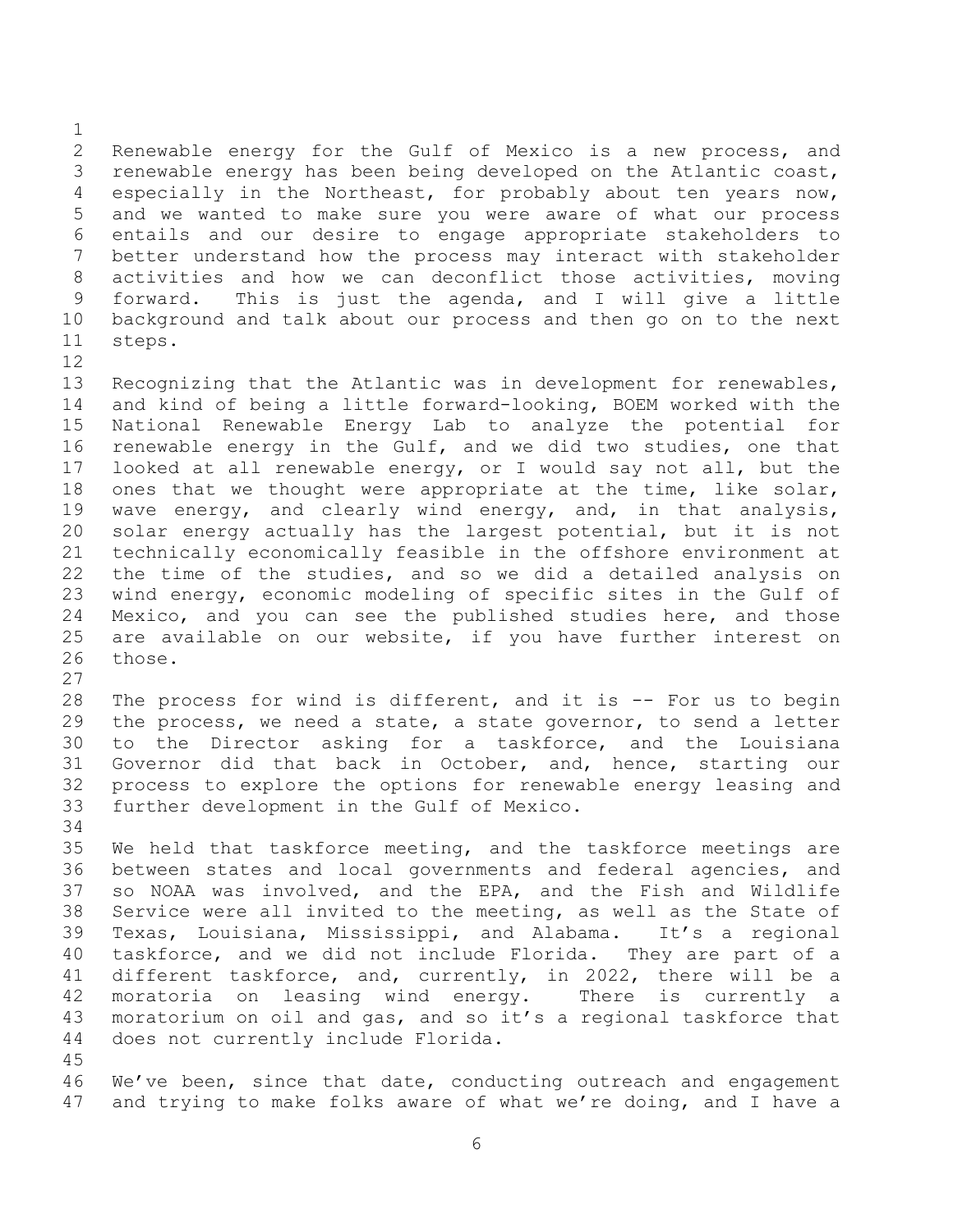Renewable energy for the Gulf of Mexico is a new process, and renewable energy has been being developed on the Atlantic coast, especially in the Northeast, for probably about ten years now, and we wanted to make sure you were aware of what our process entails and our desire to engage appropriate stakeholders to better understand how the process may interact with stakeholder activities and how we can deconflict those activities, moving forward. This is just the agenda, and I will give a little background and talk about our process and then go on to the next steps.

Recognizing that the Atlantic was in development for renewables, and kind of being a little forward-looking, BOEM worked with the National Renewable Energy Lab to analyze the potential for renewable energy in the Gulf, and we did two studies, one that looked at all renewable energy, or I would say not all, but the ones that we thought were appropriate at the time, like solar, wave energy, and clearly wind energy, and, in that analysis, solar energy actually has the largest potential, but it is not technically economically feasible in the offshore environment at the time of the studies, and so we did a detailed analysis on wind energy, economic modeling of specific sites in the Gulf of Mexico, and you can see the published studies here, and those are available on our website, if you have further interest on those.

The process for wind is different, and it is -- For us to begin the process, we need a state, a state governor, to send a letter to the Director asking for a taskforce, and the Louisiana Governor did that back in October, and, hence, starting our process to explore the options for renewable energy leasing and further development in the Gulf of Mexico.

We held that taskforce meeting, and the taskforce meetings are between states and local governments and federal agencies, and so NOAA was involved, and the EPA, and the Fish and Wildlife Service were all invited to the meeting, as well as the State of Texas, Louisiana, Mississippi, and Alabama. It's a regional taskforce, and we did not include Florida. They are part of a different taskforce, and, currently, in 2022, there will be a moratoria on leasing wind energy. There is currently a moratorium on oil and gas, and so it's a regional taskforce that does not currently include Florida.

We've been, since that date, conducting outreach and engagement and trying to make folks aware of what we're doing, and I have a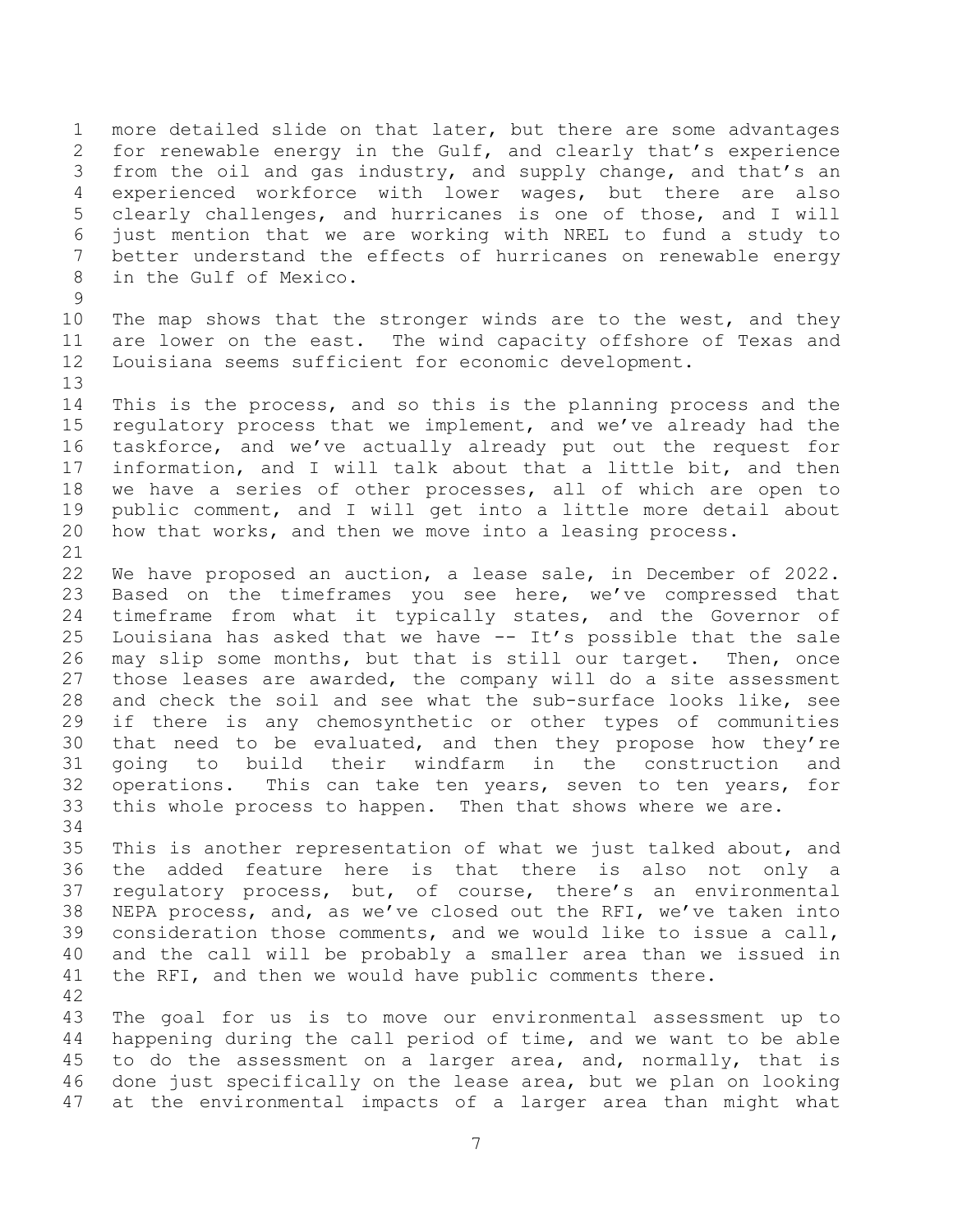more detailed slide on that later, but there are some advantages for renewable energy in the Gulf, and clearly that's experience from the oil and gas industry, and supply change, and that's an experienced workforce with lower wages, but there are also clearly challenges, and hurricanes is one of those, and I will just mention that we are working with NREL to fund a study to better understand the effects of hurricanes on renewable energy in the Gulf of Mexico.

The map shows that the stronger winds are to the west, and they are lower on the east. The wind capacity offshore of Texas and Louisiana seems sufficient for economic development.

This is the process, and so this is the planning process and the regulatory process that we implement, and we've already had the taskforce, and we've actually already put out the request for information, and I will talk about that a little bit, and then we have a series of other processes, all of which are open to public comment, and I will get into a little more detail about how that works, and then we move into a leasing process.

We have proposed an auction, a lease sale, in December of 2022. Based on the timeframes you see here, we've compressed that timeframe from what it typically states, and the Governor of Louisiana has asked that we have -- It's possible that the sale may slip some months, but that is still our target. Then, once those leases are awarded, the company will do a site assessment and check the soil and see what the sub-surface looks like, see if there is any chemosynthetic or other types of communities that need to be evaluated, and then they propose how they're going to build their windfarm in the construction and operations. This can take ten years, seven to ten years, for this whole process to happen. Then that shows where we are.

This is another representation of what we just talked about, and the added feature here is that there is also not only a regulatory process, but, of course, there's an environmental NEPA process, and, as we've closed out the RFI, we've taken into consideration those comments, and we would like to issue a call, and the call will be probably a smaller area than we issued in the RFI, and then we would have public comments there.

The goal for us is to move our environmental assessment up to happening during the call period of time, and we want to be able to do the assessment on a larger area, and, normally, that is done just specifically on the lease area, but we plan on looking at the environmental impacts of a larger area than might what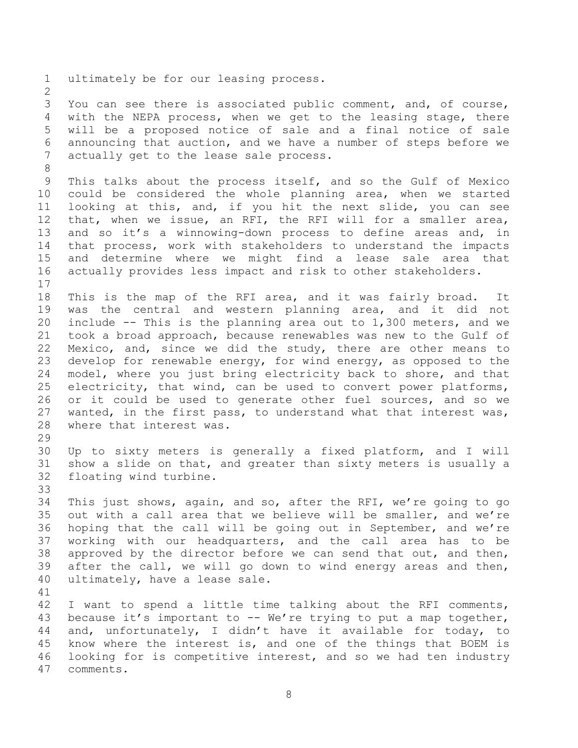ultimately be for our leasing process.

You can see there is associated public comment, and, of course, with the NEPA process, when we get to the leasing stage, there will be a proposed notice of sale and a final notice of sale announcing that auction, and we have a number of steps before we actually get to the lease sale process.

This talks about the process itself, and so the Gulf of Mexico could be considered the whole planning area, when we started looking at this, and, if you hit the next slide, you can see that, when we issue, an RFI, the RFI will for a smaller area, and so it's a winnowing-down process to define areas and, in that process, work with stakeholders to understand the impacts and determine where we might find a lease sale area that actually provides less impact and risk to other stakeholders.

This is the map of the RFI area, and it was fairly broad. It was the central and western planning area, and it did not include -- This is the planning area out to 1,300 meters, and we took a broad approach, because renewables was new to the Gulf of Mexico, and, since we did the study, there are other means to develop for renewable energy, for wind energy, as opposed to the model, where you just bring electricity back to shore, and that electricity, that wind, can be used to convert power platforms, or it could be used to generate other fuel sources, and so we wanted, in the first pass, to understand what that interest was, where that interest was.

Up to sixty meters is generally a fixed platform, and I will show a slide on that, and greater than sixty meters is usually a floating wind turbine.

This just shows, again, and so, after the RFI, we're going to go out with a call area that we believe will be smaller, and we're hoping that the call will be going out in September, and we're working with our headquarters, and the call area has to be approved by the director before we can send that out, and then, after the call, we will go down to wind energy areas and then, ultimately, have a lease sale.

I want to spend a little time talking about the RFI comments, because it's important to -- We're trying to put a map together, and, unfortunately, I didn't have it available for today, to know where the interest is, and one of the things that BOEM is looking for is competitive interest, and so we had ten industry comments.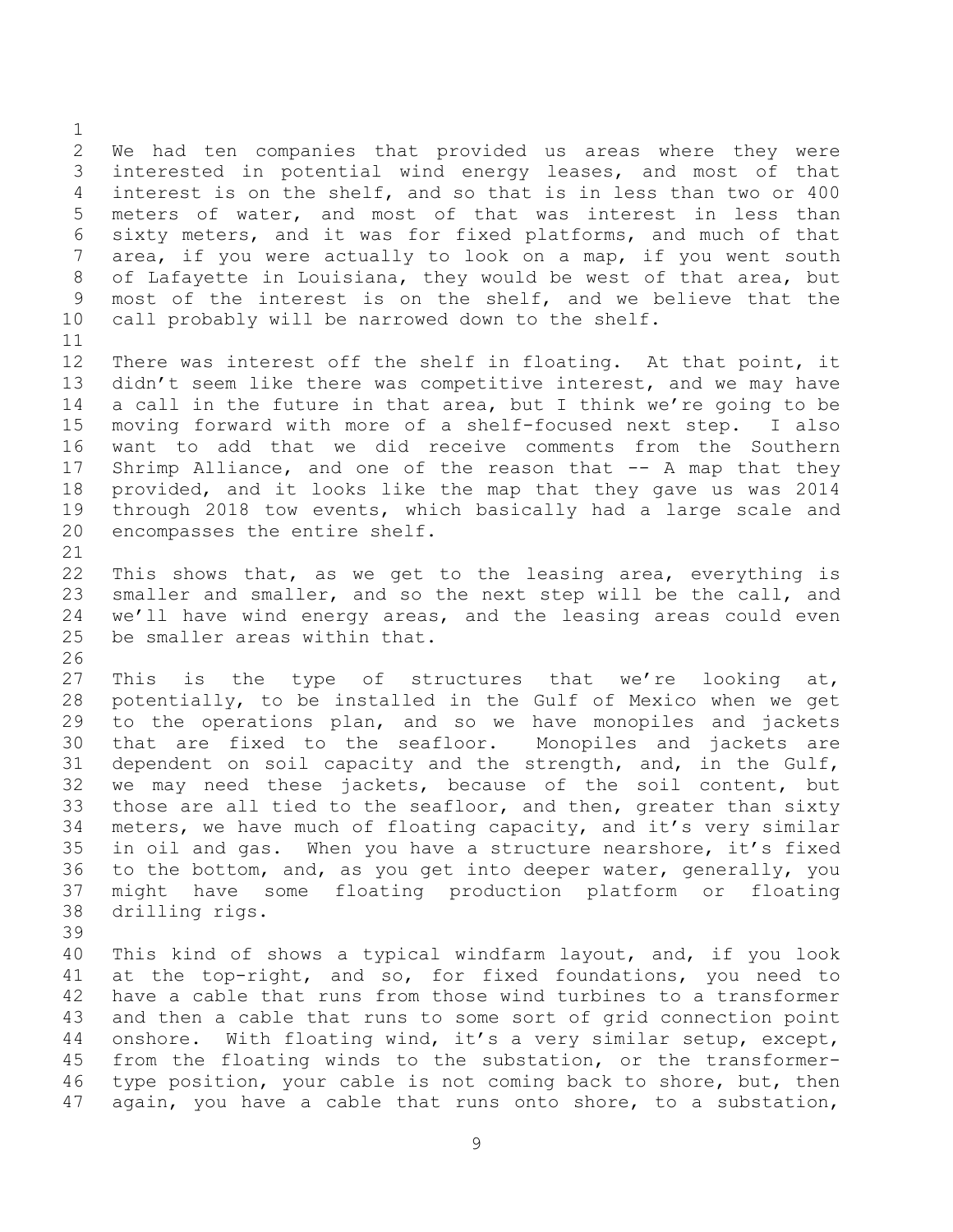We had ten companies that provided us areas where they were interested in potential wind energy leases, and most of that interest is on the shelf, and so that is in less than two or 400 meters of water, and most of that was interest in less than sixty meters, and it was for fixed platforms, and much of that area, if you were actually to look on a map, if you went south of Lafayette in Louisiana, they would be west of that area, but most of the interest is on the shelf, and we believe that the call probably will be narrowed down to the shelf.

There was interest off the shelf in floating. At that point, it didn't seem like there was competitive interest, and we may have a call in the future in that area, but I think we're going to be moving forward with more of a shelf-focused next step. I also want to add that we did receive comments from the Southern Shrimp Alliance, and one of the reason that -- A map that they provided, and it looks like the map that they gave us was 2014 through 2018 tow events, which basically had a large scale and encompasses the entire shelf.

This shows that, as we get to the leasing area, everything is smaller and smaller, and so the next step will be the call, and we'll have wind energy areas, and the leasing areas could even be smaller areas within that.

This is the type of structures that we're looking at, potentially, to be installed in the Gulf of Mexico when we get to the operations plan, and so we have monopiles and jackets that are fixed to the seafloor. Monopiles and jackets are dependent on soil capacity and the strength, and, in the Gulf, we may need these jackets, because of the soil content, but those are all tied to the seafloor, and then, greater than sixty meters, we have much of floating capacity, and it's very similar in oil and gas. When you have a structure nearshore, it's fixed to the bottom, and, as you get into deeper water, generally, you might have some floating production platform or floating drilling rigs.

This kind of shows a typical windfarm layout, and, if you look at the top-right, and so, for fixed foundations, you need to have a cable that runs from those wind turbines to a transformer and then a cable that runs to some sort of grid connection point onshore. With floating wind, it's a very similar setup, except, from the floating winds to the substation, or the transformer-type position, your cable is not coming back to shore, but, then again, you have a cable that runs onto shore, to a substation,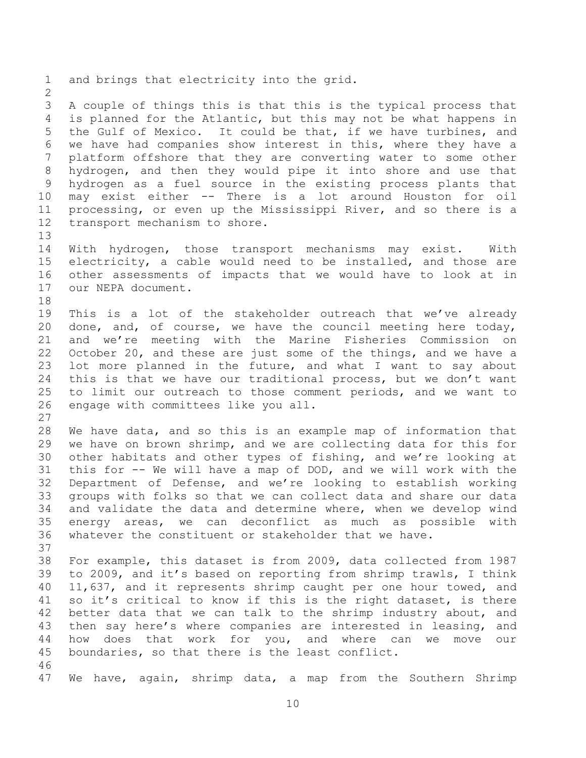and brings that electricity into the grid.

A couple of things this is that this is the typical process that is planned for the Atlantic, but this may not be what happens in the Gulf of Mexico. It could be that, if we have turbines, and we have had companies show interest in this, where they have a platform offshore that they are converting water to some other hydrogen, and then they would pipe it into shore and use that hydrogen as a fuel source in the existing process plants that may exist either -- There is a lot around Houston for oil processing, or even up the Mississippi River, and so there is a transport mechanism to shore.

With hydrogen, those transport mechanisms may exist. With electricity, a cable would need to be installed, and those are other assessments of impacts that we would have to look at in our NEPA document.

This is a lot of the stakeholder outreach that we've already done, and, of course, we have the council meeting here today, and we're meeting with the Marine Fisheries Commission on October 20, and these are just some of the things, and we have a lot more planned in the future, and what I want to say about this is that we have our traditional process, but we don't want to limit our outreach to those comment periods, and we want to engage with committees like you all.

We have data, and so this is an example map of information that we have on brown shrimp, and we are collecting data for this for other habitats and other types of fishing, and we're looking at this for -- We will have a map of DOD, and we will work with the Department of Defense, and we're looking to establish working groups with folks so that we can collect data and share our data and validate the data and determine where, when we develop wind energy areas, we can deconflict as much as possible with whatever the constituent or stakeholder that we have.

For example, this dataset is from 2009, data collected from 1987 to 2009, and it's based on reporting from shrimp trawls, I think 11,637, and it represents shrimp caught per one hour towed, and so it's critical to know if this is the right dataset, is there better data that we can talk to the shrimp industry about, and then say here's where companies are interested in leasing, and how does that work for you, and where can we move our boundaries, so that there is the least conflict.

We have, again, shrimp data, a map from the Southern Shrimp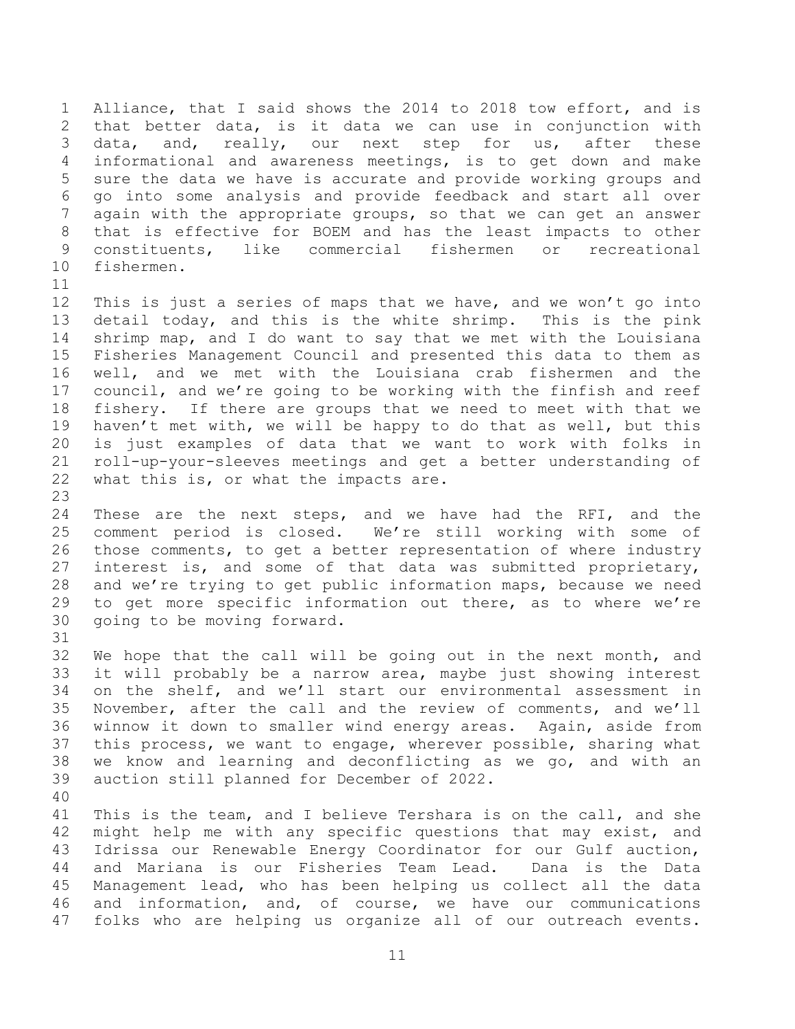Alliance, that I said shows the 2014 to 2018 tow effort, and is that better data, is it data we can use in conjunction with data, and, really, our next step for us, after these informational and awareness meetings, is to get down and make sure the data we have is accurate and provide working groups and go into some analysis and provide feedback and start all over again with the appropriate groups, so that we can get an answer that is effective for BOEM and has the least impacts to other constituents, like commercial fishermen or recreational fishermen.

This is just a series of maps that we have, and we won't go into detail today, and this is the white shrimp. This is the pink shrimp map, and I do want to say that we met with the Louisiana Fisheries Management Council and presented this data to them as well, and we met with the Louisiana crab fishermen and the council, and we're going to be working with the finfish and reef fishery. If there are groups that we need to meet with that we haven't met with, we will be happy to do that as well, but this is just examples of data that we want to work with folks in roll-up-your-sleeves meetings and get a better understanding of what this is, or what the impacts are.

These are the next steps, and we have had the RFI, and the comment period is closed. We're still working with some of those comments, to get a better representation of where industry interest is, and some of that data was submitted proprietary, and we're trying to get public information maps, because we need to get more specific information out there, as to where we're going to be moving forward.

We hope that the call will be going out in the next month, and it will probably be a narrow area, maybe just showing interest on the shelf, and we'll start our environmental assessment in November, after the call and the review of comments, and we'll winnow it down to smaller wind energy areas. Again, aside from this process, we want to engage, wherever possible, sharing what we know and learning and deconflicting as we go, and with an auction still planned for December of 2022.

This is the team, and I believe Tershara is on the call, and she might help me with any specific questions that may exist, and Idrissa our Renewable Energy Coordinator for our Gulf auction, and Mariana is our Fisheries Team Lead. Dana is the Data Management lead, who has been helping us collect all the data and information, and, of course, we have our communications folks who are helping us organize all of our outreach events.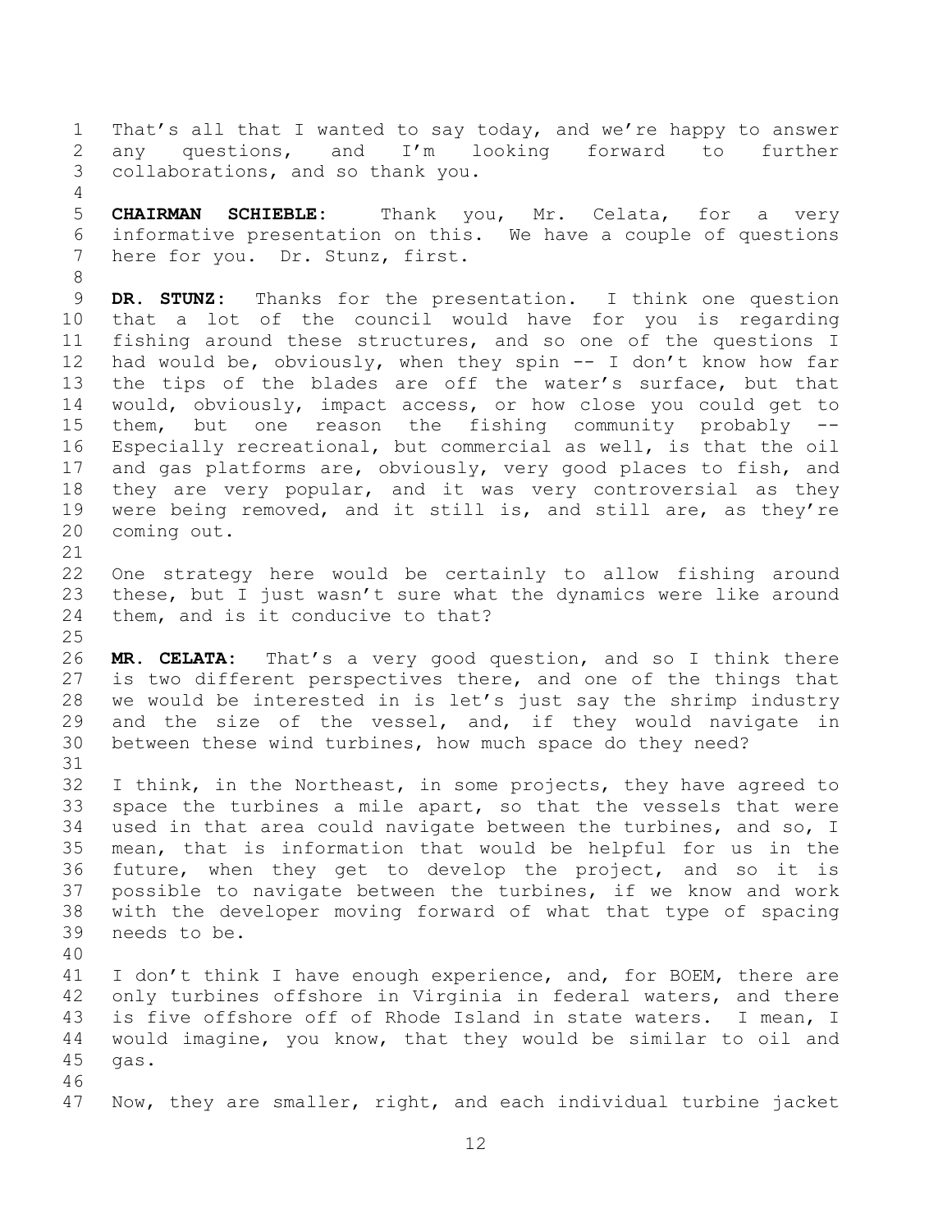That's all that I wanted to say today, and we're happy to answer any questions, and I'm looking forward to further collaborations, and so thank you.

**CHAIRMAN SCHIEBLE:** Thank you, Mr. Celata, for a very informative presentation on this. We have a couple of questions here for you. Dr. Stunz, first.

**DR. STUNZ:** Thanks for the presentation. I think one question that a lot of the council would have for you is regarding fishing around these structures, and so one of the questions I had would be, obviously, when they spin -- I don't know how far the tips of the blades are off the water's surface, but that would, obviously, impact access, or how close you could get to them, but one reason the fishing community probably -- Especially recreational, but commercial as well, is that the oil and gas platforms are, obviously, very good places to fish, and they are very popular, and it was very controversial as they were being removed, and it still is, and still are, as they're coming out.

One strategy here would be certainly to allow fishing around these, but I just wasn't sure what the dynamics were like around them, and is it conducive to that?

**MR. CELATA:** That's a very good question, and so I think there is two different perspectives there, and one of the things that we would be interested in is let's just say the shrimp industry and the size of the vessel, and, if they would navigate in between these wind turbines, how much space do they need?

I think, in the Northeast, in some projects, they have agreed to space the turbines a mile apart, so that the vessels that were used in that area could navigate between the turbines, and so, I mean, that is information that would be helpful for us in the future, when they get to develop the project, and so it is possible to navigate between the turbines, if we know and work with the developer moving forward of what that type of spacing needs to be.

I don't think I have enough experience, and, for BOEM, there are only turbines offshore in Virginia in federal waters, and there is five offshore off of Rhode Island in state waters. I mean, I would imagine, you know, that they would be similar to oil and gas.

Now, they are smaller, right, and each individual turbine jacket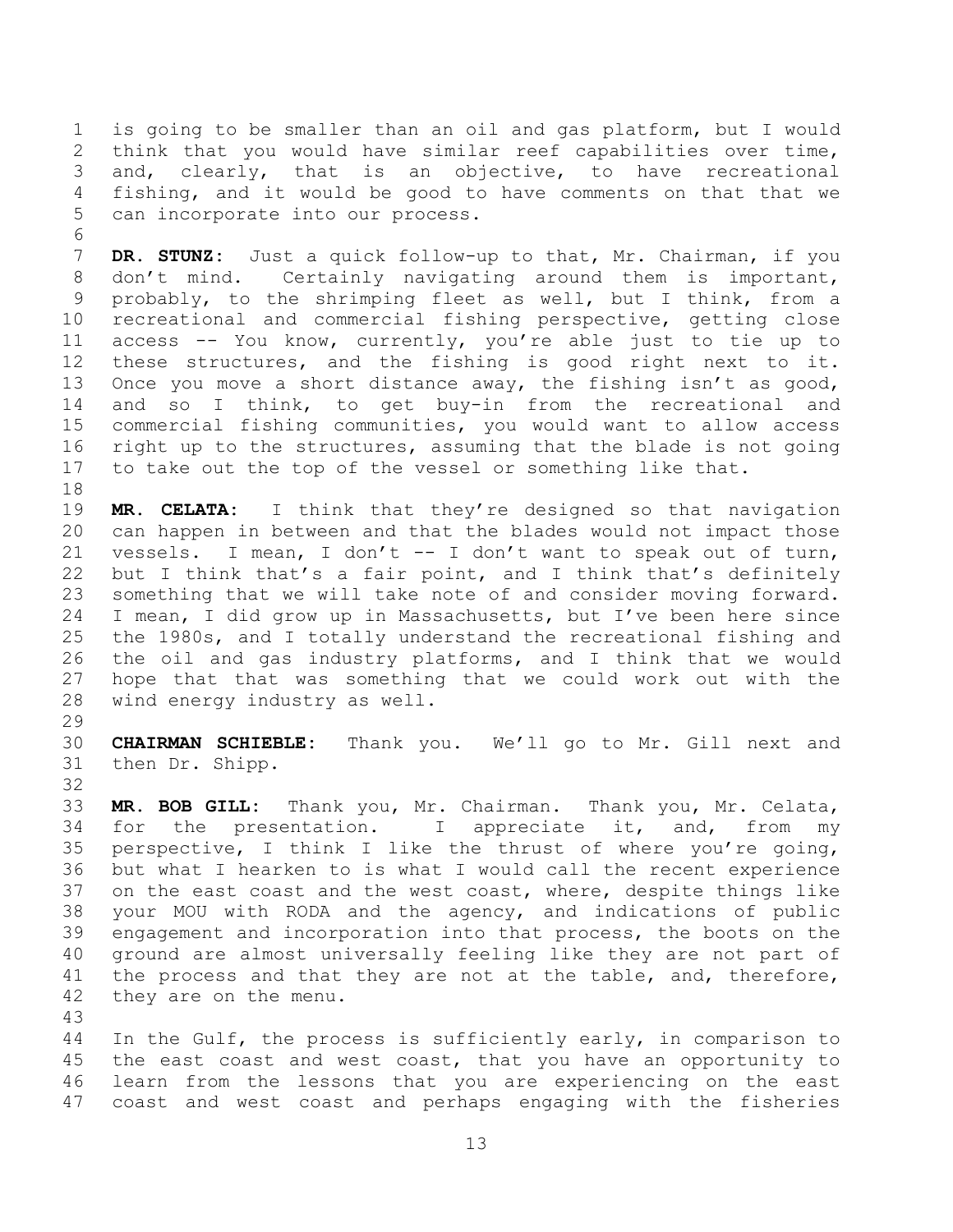is going to be smaller than an oil and gas platform, but I would think that you would have similar reef capabilities over time, and, clearly, that is an objective, to have recreational fishing, and it would be good to have comments on that that we can incorporate into our process.

**DR. STUNZ:** Just a quick follow-up to that, Mr. Chairman, if you don't mind. Certainly navigating around them is important, probably, to the shrimping fleet as well, but I think, from a recreational and commercial fishing perspective, getting close access -- You know, currently, you're able just to tie up to these structures, and the fishing is good right next to it. Once you move a short distance away, the fishing isn't as good, and so I think, to get buy-in from the recreational and commercial fishing communities, you would want to allow access right up to the structures, assuming that the blade is not going to take out the top of the vessel or something like that.

**MR. CELATA:** I think that they're designed so that navigation can happen in between and that the blades would not impact those vessels. I mean, I don't -- I don't want to speak out of turn, but I think that's a fair point, and I think that's definitely something that we will take note of and consider moving forward. I mean, I did grow up in Massachusetts, but I've been here since the 1980s, and I totally understand the recreational fishing and the oil and gas industry platforms, and I think that we would hope that that was something that we could work out with the wind energy industry as well.

**CHAIRMAN SCHIEBLE:** Thank you. We'll go to Mr. Gill next and then Dr. Shipp.

**MR. BOB GILL:** Thank you, Mr. Chairman. Thank you, Mr. Celata, for the presentation. I appreciate it, and, from my perspective, I think I like the thrust of where you're going, but what I hearken to is what I would call the recent experience on the east coast and the west coast, where, despite things like your MOU with RODA and the agency, and indications of public engagement and incorporation into that process, the boots on the ground are almost universally feeling like they are not part of the process and that they are not at the table, and, therefore, they are on the menu.

In the Gulf, the process is sufficiently early, in comparison to the east coast and west coast, that you have an opportunity to learn from the lessons that you are experiencing on the east coast and west coast and perhaps engaging with the fisheries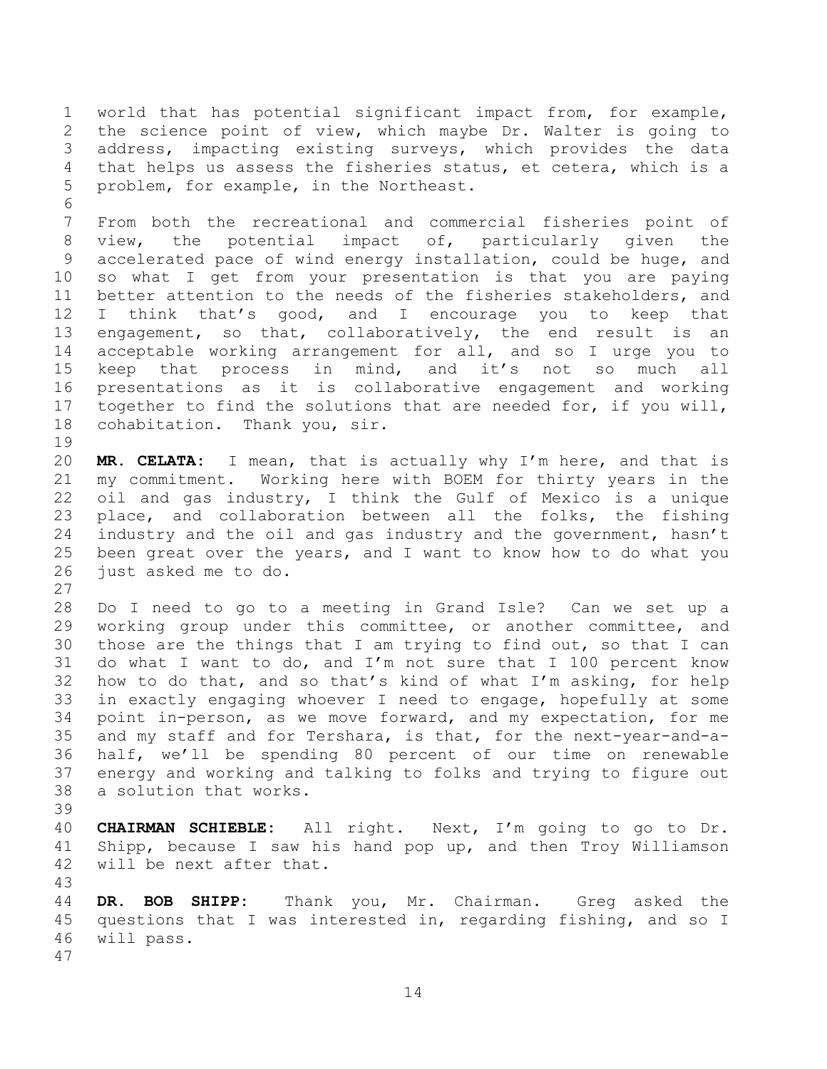world that has potential significant impact from, for example, the science point of view, which maybe Dr. Walter is going to address, impacting existing surveys, which provides the data that helps us assess the fisheries status, et cetera, which is a problem, for example, in the Northeast.

From both the recreational and commercial fisheries point of view, the potential impact of, particularly given the accelerated pace of wind energy installation, could be huge, and so what I get from your presentation is that you are paying better attention to the needs of the fisheries stakeholders, and I think that's good, and I encourage you to keep that engagement, so that, collaboratively, the end result is an acceptable working arrangement for all, and so I urge you to keep that process in mind, and it's not so much all presentations as it is collaborative engagement and working together to find the solutions that are needed for, if you will, cohabitation. Thank you, sir.

**MR. CELATA:** I mean, that is actually why I'm here, and that is my commitment. Working here with BOEM for thirty years in the oil and gas industry, I think the Gulf of Mexico is a unique place, and collaboration between all the folks, the fishing industry and the oil and gas industry and the government, hasn't been great over the years, and I want to know how to do what you just asked me to do.

Do I need to go to a meeting in Grand Isle? Can we set up a working group under this committee, or another committee, and those are the things that I am trying to find out, so that I can do what I want to do, and I'm not sure that I 100 percent know how to do that, and so that's kind of what I'm asking, for help in exactly engaging whoever I need to engage, hopefully at some point in-person, as we move forward, and my expectation, for me and my staff and for Tershara, is that, for the next-year-and-a-half, we'll be spending 80 percent of our time on renewable energy and working and talking to folks and trying to figure out a solution that works.

**CHAIRMAN SCHIEBLE:** All right. Next, I'm going to go to Dr. Shipp, because I saw his hand pop up, and then Troy Williamson will be next after that.

**DR. BOB SHIPP:** Thank you, Mr. Chairman. Greg asked the questions that I was interested in, regarding fishing, and so I will pass.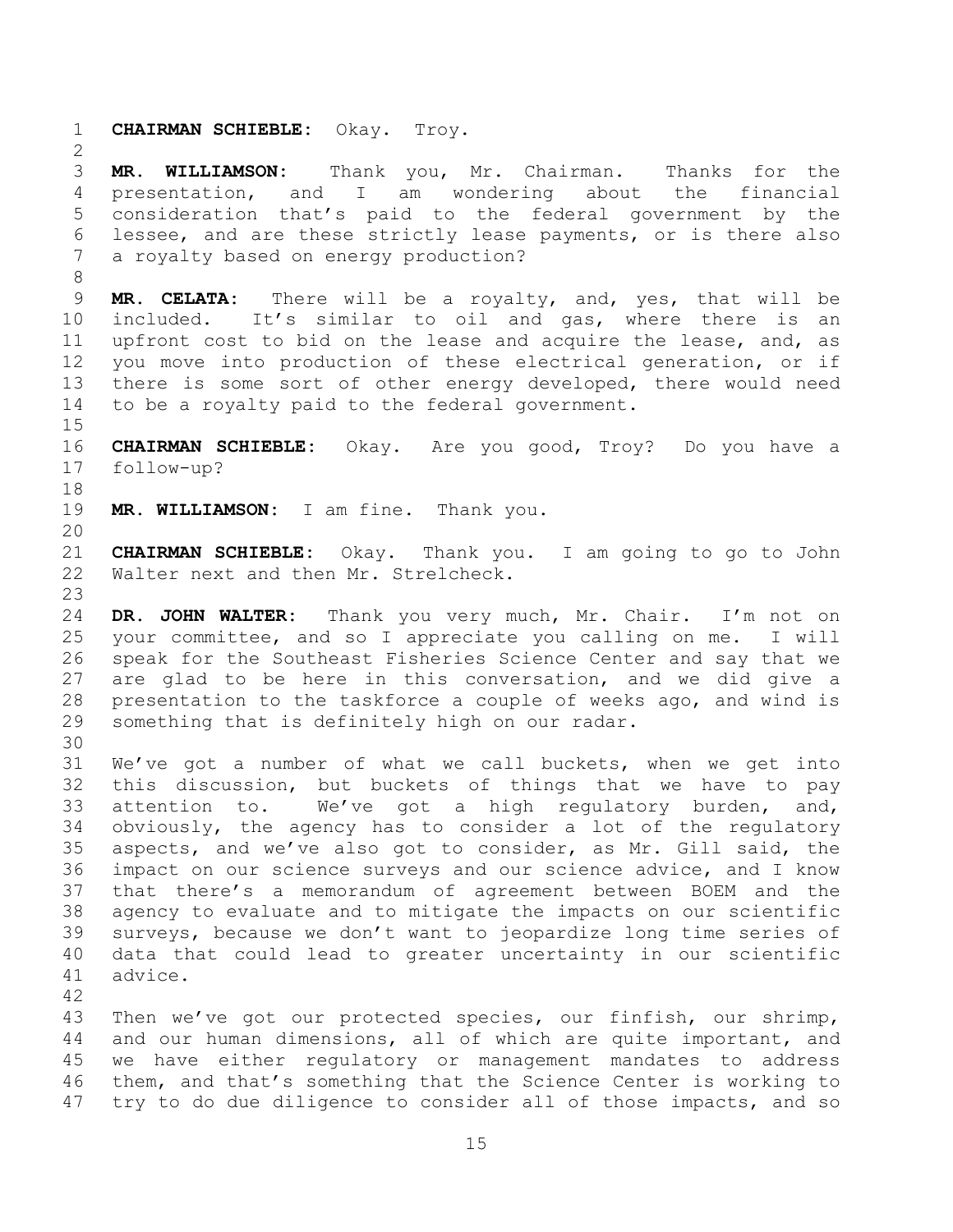**CHAIRMAN SCHIEBLE:** Okay. Troy.

**MR. WILLIAMSON:** Thank you, Mr. Chairman. Thanks for the presentation, and I am wondering about the financial consideration that's paid to the federal government by the lessee, and are these strictly lease payments, or is there also a royalty based on energy production?

**MR. CELATA:** There will be a royalty, and, yes, that will be included. It's similar to oil and gas, where there is an upfront cost to bid on the lease and acquire the lease, and, as you move into production of these electrical generation, or if there is some sort of other energy developed, there would need to be a royalty paid to the federal government.

**CHAIRMAN SCHIEBLE:** Okay. Are you good, Troy? Do you have a follow-up?

**MR. WILLIAMSON:** I am fine. Thank you.

**CHAIRMAN SCHIEBLE:** Okay. Thank you. I am going to go to John Walter next and then Mr. Strelcheck.

**DR. JOHN WALTER:** Thank you very much, Mr. Chair. I'm not on your committee, and so I appreciate you calling on me. I will speak for the Southeast Fisheries Science Center and say that we are glad to be here in this conversation, and we did give a presentation to the taskforce a couple of weeks ago, and wind is something that is definitely high on our radar.

We've got a number of what we call buckets, when we get into this discussion, but buckets of things that we have to pay attention to. We've got a high regulatory burden, and, obviously, the agency has to consider a lot of the regulatory aspects, and we've also got to consider, as Mr. Gill said, the impact on our science surveys and our science advice, and I know that there's a memorandum of agreement between BOEM and the agency to evaluate and to mitigate the impacts on our scientific surveys, because we don't want to jeopardize long time series of data that could lead to greater uncertainty in our scientific advice.

Then we've got our protected species, our finfish, our shrimp, and our human dimensions, all of which are quite important, and we have either regulatory or management mandates to address them, and that's something that the Science Center is working to try to do due diligence to consider all of those impacts, and so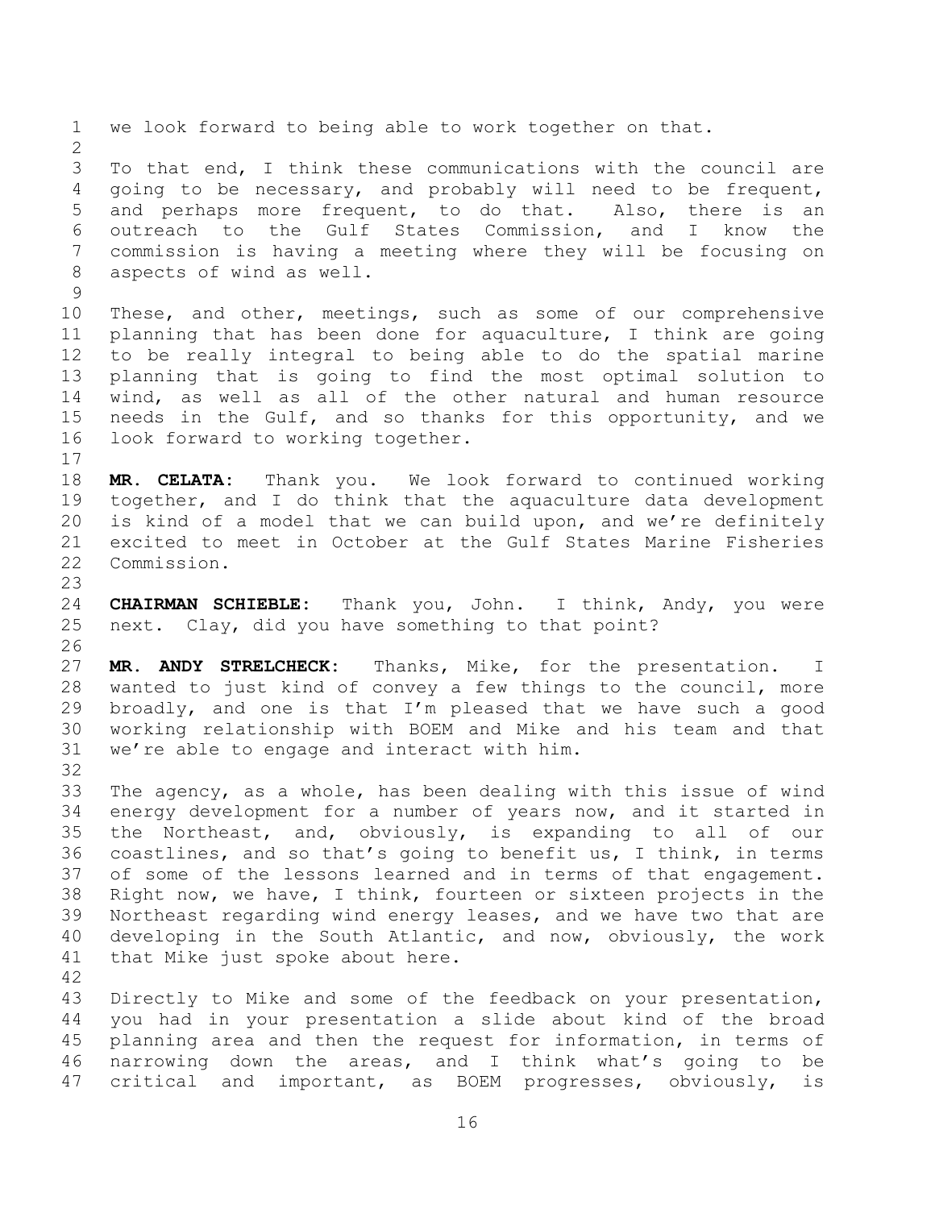we look forward to being able to work together on that.

To that end, I think these communications with the council are going to be necessary, and probably will need to be frequent, and perhaps more frequent, to do that. Also, there is an outreach to the Gulf States Commission, and I know the commission is having a meeting where they will be focusing on aspects of wind as well.

These, and other, meetings, such as some of our comprehensive planning that has been done for aquaculture, I think are going to be really integral to being able to do the spatial marine planning that is going to find the most optimal solution to wind, as well as all of the other natural and human resource needs in the Gulf, and so thanks for this opportunity, and we look forward to working together.

**MR. CELATA:** Thank you. We look forward to continued working together, and I do think that the aquaculture data development is kind of a model that we can build upon, and we're definitely excited to meet in October at the Gulf States Marine Fisheries Commission.

**CHAIRMAN SCHIEBLE:** Thank you, John. I think, Andy, you were next. Clay, did you have something to that point?

**MR. ANDY STRELCHECK:** Thanks, Mike, for the presentation. I wanted to just kind of convey a few things to the council, more broadly, and one is that I'm pleased that we have such a good working relationship with BOEM and Mike and his team and that we're able to engage and interact with him.

The agency, as a whole, has been dealing with this issue of wind energy development for a number of years now, and it started in the Northeast, and, obviously, is expanding to all of our coastlines, and so that's going to benefit us, I think, in terms of some of the lessons learned and in terms of that engagement. Right now, we have, I think, fourteen or sixteen projects in the Northeast regarding wind energy leases, and we have two that are developing in the South Atlantic, and now, obviously, the work that Mike just spoke about here.

Directly to Mike and some of the feedback on your presentation, you had in your presentation a slide about kind of the broad planning area and then the request for information, in terms of narrowing down the areas, and I think what's going to be critical and important, as BOEM progresses, obviously, is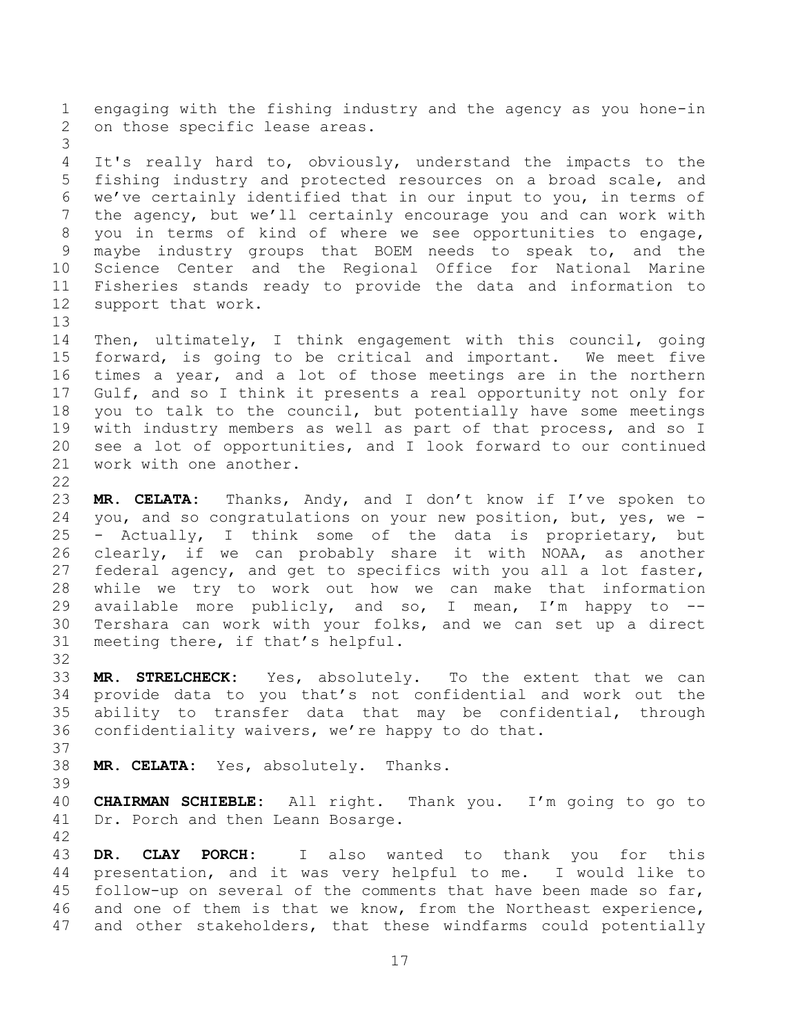engaging with the fishing industry and the agency as you hone-in on those specific lease areas.

It's really hard to, obviously, understand the impacts to the fishing industry and protected resources on a broad scale, and we've certainly identified that in our input to you, in terms of the agency, but we'll certainly encourage you and can work with you in terms of kind of where we see opportunities to engage, maybe industry groups that BOEM needs to speak to, and the Science Center and the Regional Office for National Marine Fisheries stands ready to provide the data and information to support that work.

Then, ultimately, I think engagement with this council, going forward, is going to be critical and important. We meet five times a year, and a lot of those meetings are in the northern Gulf, and so I think it presents a real opportunity not only for you to talk to the council, but potentially have some meetings with industry members as well as part of that process, and so I see a lot of opportunities, and I look forward to our continued work with one another.

**MR. CELATA:** Thanks, Andy, and I don't know if I've spoken to you, and so congratulations on your new position, but, yes, we -- Actually, I think some of the data is proprietary, but clearly, if we can probably share it with NOAA, as another federal agency, and get to specifics with you all a lot faster, while we try to work out how we can make that information available more publicly, and so, I mean, I'm happy to -- Tershara can work with your folks, and we can set up a direct meeting there, if that's helpful.

**MR. STRELCHECK:** Yes, absolutely. To the extent that we can provide data to you that's not confidential and work out the ability to transfer data that may be confidential, through confidentiality waivers, we're happy to do that.

**MR. CELATA:** Yes, absolutely. Thanks.

**CHAIRMAN SCHIEBLE:** All right. Thank you. I'm going to go to Dr. Porch and then Leann Bosarge.

**DR. CLAY PORCH:** I also wanted to thank you for this presentation, and it was very helpful to me. I would like to follow-up on several of the comments that have been made so far, and one of them is that we know, from the Northeast experience, and other stakeholders, that these windfarms could potentially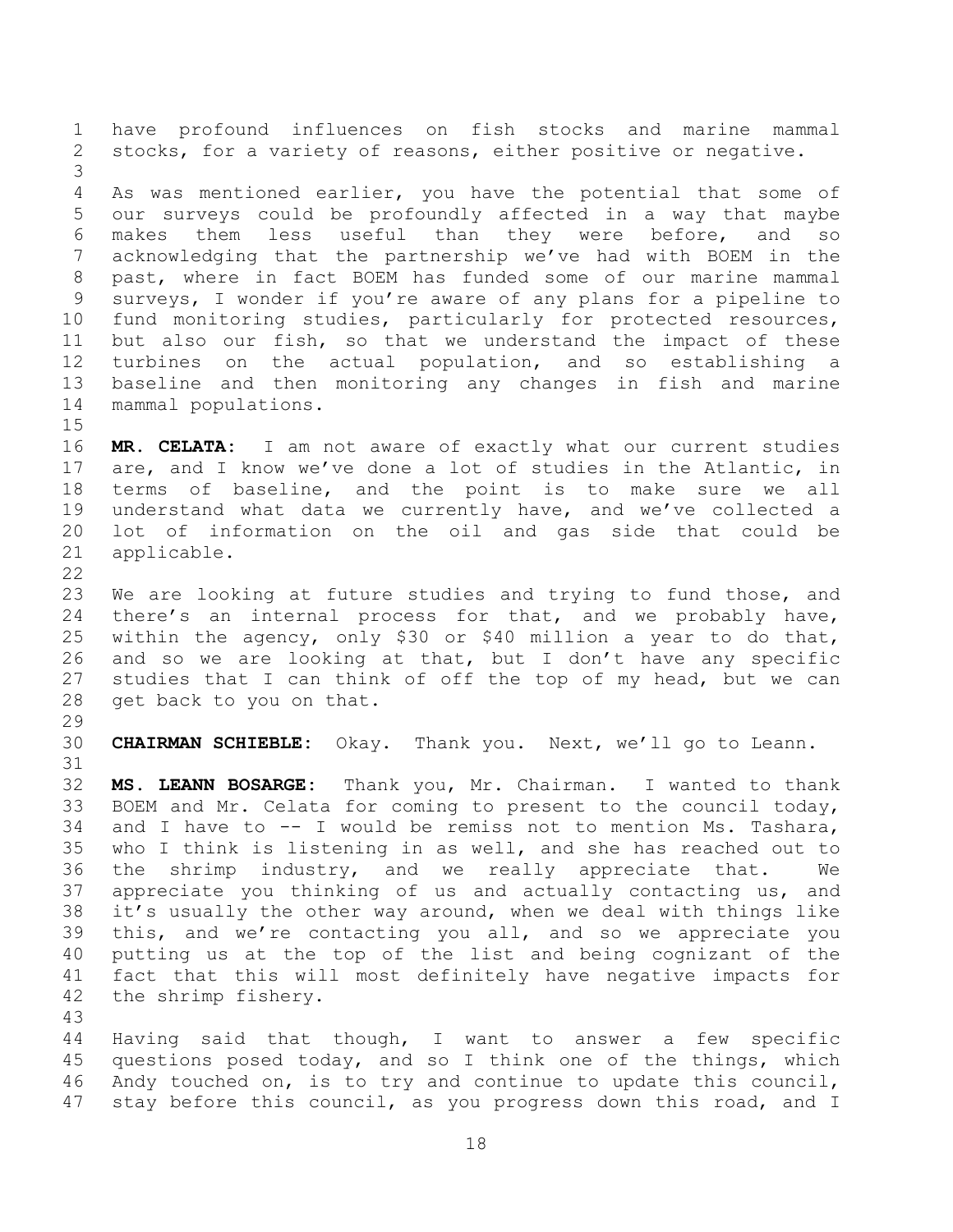have profound influences on fish stocks and marine mammal stocks, for a variety of reasons, either positive or negative.

As was mentioned earlier, you have the potential that some of our surveys could be profoundly affected in a way that maybe makes them less useful than they were before, and so acknowledging that the partnership we've had with BOEM in the past, where in fact BOEM has funded some of our marine mammal surveys, I wonder if you're aware of any plans for a pipeline to fund monitoring studies, particularly for protected resources, but also our fish, so that we understand the impact of these turbines on the actual population, and so establishing a baseline and then monitoring any changes in fish and marine mammal populations.

**MR. CELATA:** I am not aware of exactly what our current studies are, and I know we've done a lot of studies in the Atlantic, in terms of baseline, and the point is to make sure we all understand what data we currently have, and we've collected a lot of information on the oil and gas side that could be applicable.

We are looking at future studies and trying to fund those, and there's an internal process for that, and we probably have, within the agency, only $30 or $40 million a year to do that, and so we are looking at that, but I don't have any specific studies that I can think of off the top of my head, but we can get back to you on that.

**CHAIRMAN SCHIEBLE:** Okay. Thank you. Next, we'll go to Leann.

**MS. LEANN BOSARGE:** Thank you, Mr. Chairman. I wanted to thank BOEM and Mr. Celata for coming to present to the council today, and I have to -- I would be remiss not to mention Ms. Tashara, who I think is listening in as well, and she has reached out to the shrimp industry, and we really appreciate that. We appreciate you thinking of us and actually contacting us, and it's usually the other way around, when we deal with things like this, and we're contacting you all, and so we appreciate you putting us at the top of the list and being cognizant of the fact that this will most definitely have negative impacts for the shrimp fishery.

Having said that though, I want to answer a few specific questions posed today, and so I think one of the things, which Andy touched on, is to try and continue to update this council, stay before this council, as you progress down this road, and I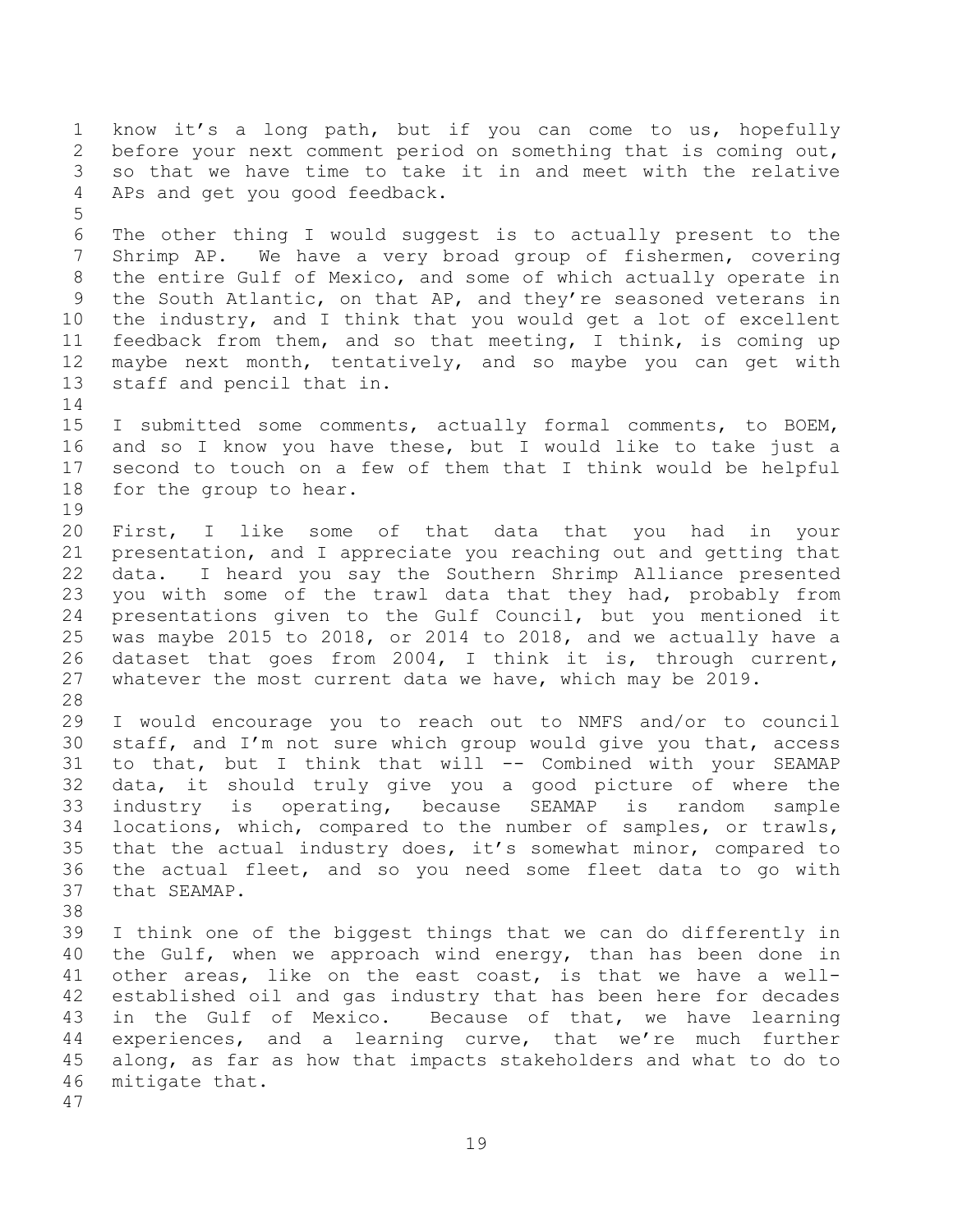know it's a long path, but if you can come to us, hopefully before your next comment period on something that is coming out, so that we have time to take it in and meet with the relative APs and get you good feedback.

The other thing I would suggest is to actually present to the Shrimp AP. We have a very broad group of fishermen, covering the entire Gulf of Mexico, and some of which actually operate in the South Atlantic, on that AP, and they're seasoned veterans in the industry, and I think that you would get a lot of excellent feedback from them, and so that meeting, I think, is coming up maybe next month, tentatively, and so maybe you can get with staff and pencil that in.

I submitted some comments, actually formal comments, to BOEM, and so I know you have these, but I would like to take just a second to touch on a few of them that I think would be helpful for the group to hear.

First, I like some of that data that you had in your presentation, and I appreciate you reaching out and getting that data. I heard you say the Southern Shrimp Alliance presented you with some of the trawl data that they had, probably from presentations given to the Gulf Council, but you mentioned it was maybe 2015 to 2018, or 2014 to 2018, and we actually have a dataset that goes from 2004, I think it is, through current, whatever the most current data we have, which may be 2019.

I would encourage you to reach out to NMFS and/or to council staff, and I'm not sure which group would give you that, access to that, but I think that will -- Combined with your SEAMAP data, it should truly give you a good picture of where the industry is operating, because SEAMAP is random sample locations, which, compared to the number of samples, or trawls, that the actual industry does, it's somewhat minor, compared to the actual fleet, and so you need some fleet data to go with that SEAMAP.

I think one of the biggest things that we can do differently in the Gulf, when we approach wind energy, than has been done in other areas, like on the east coast, is that we have a well-established oil and gas industry that has been here for decades in the Gulf of Mexico. Because of that, we have learning experiences, and a learning curve, that we're much further along, as far as how that impacts stakeholders and what to do to mitigate that.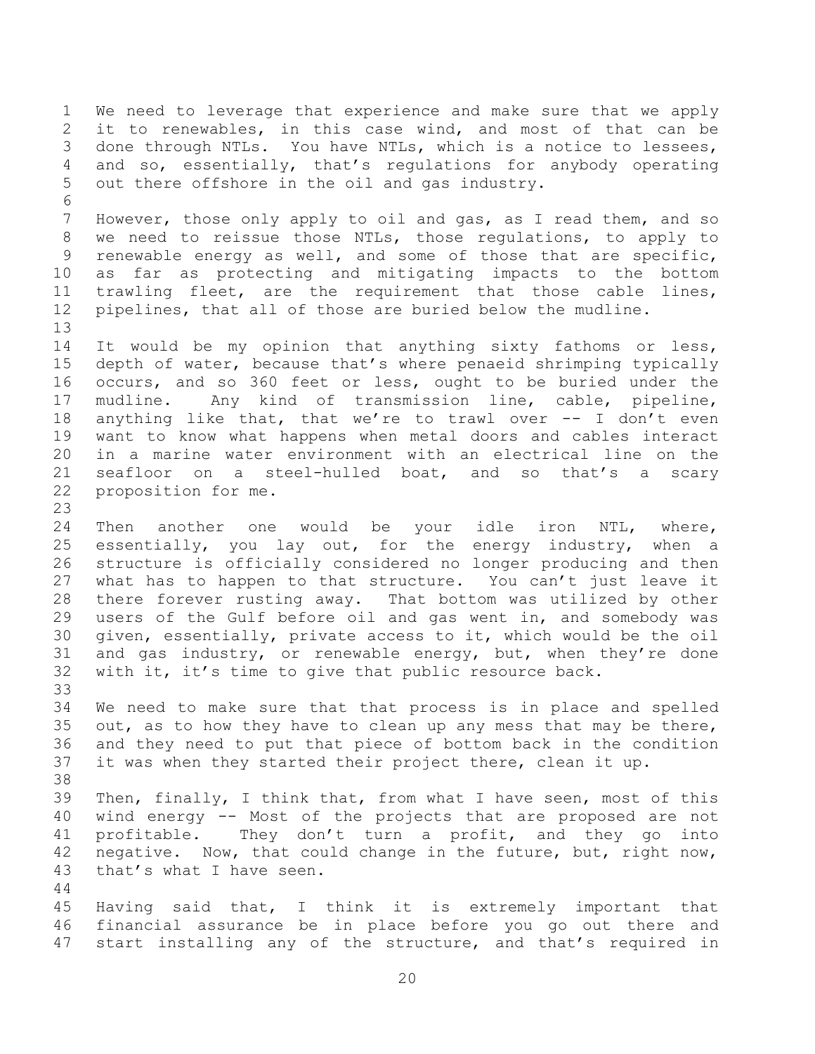We need to leverage that experience and make sure that we apply it to renewables, in this case wind, and most of that can be done through NTLs. You have NTLs, which is a notice to lessees, and so, essentially, that's regulations for anybody operating out there offshore in the oil and gas industry.

However, those only apply to oil and gas, as I read them, and so we need to reissue those NTLs, those regulations, to apply to renewable energy as well, and some of those that are specific, as far as protecting and mitigating impacts to the bottom trawling fleet, are the requirement that those cable lines, pipelines, that all of those are buried below the mudline.

It would be my opinion that anything sixty fathoms or less, depth of water, because that's where penaeid shrimping typically occurs, and so 360 feet or less, ought to be buried under the mudline. Any kind of transmission line, cable, pipeline, anything like that, that we're to trawl over -- I don't even want to know what happens when metal doors and cables interact in a marine water environment with an electrical line on the seafloor on a steel-hulled boat, and so that's a scary proposition for me.

Then another one would be your idle iron NTL, where, essentially, you lay out, for the energy industry, when a structure is officially considered no longer producing and then what has to happen to that structure. You can't just leave it there forever rusting away. That bottom was utilized by other users of the Gulf before oil and gas went in, and somebody was given, essentially, private access to it, which would be the oil and gas industry, or renewable energy, but, when they're done with it, it's time to give that public resource back.

We need to make sure that that process is in place and spelled out, as to how they have to clean up any mess that may be there, and they need to put that piece of bottom back in the condition it was when they started their project there, clean it up.

Then, finally, I think that, from what I have seen, most of this wind energy -- Most of the projects that are proposed are not profitable. They don't turn a profit, and they go into negative. Now, that could change in the future, but, right now, that's what I have seen.

Having said that, I think it is extremely important that financial assurance be in place before you go out there and start installing any of the structure, and that's required in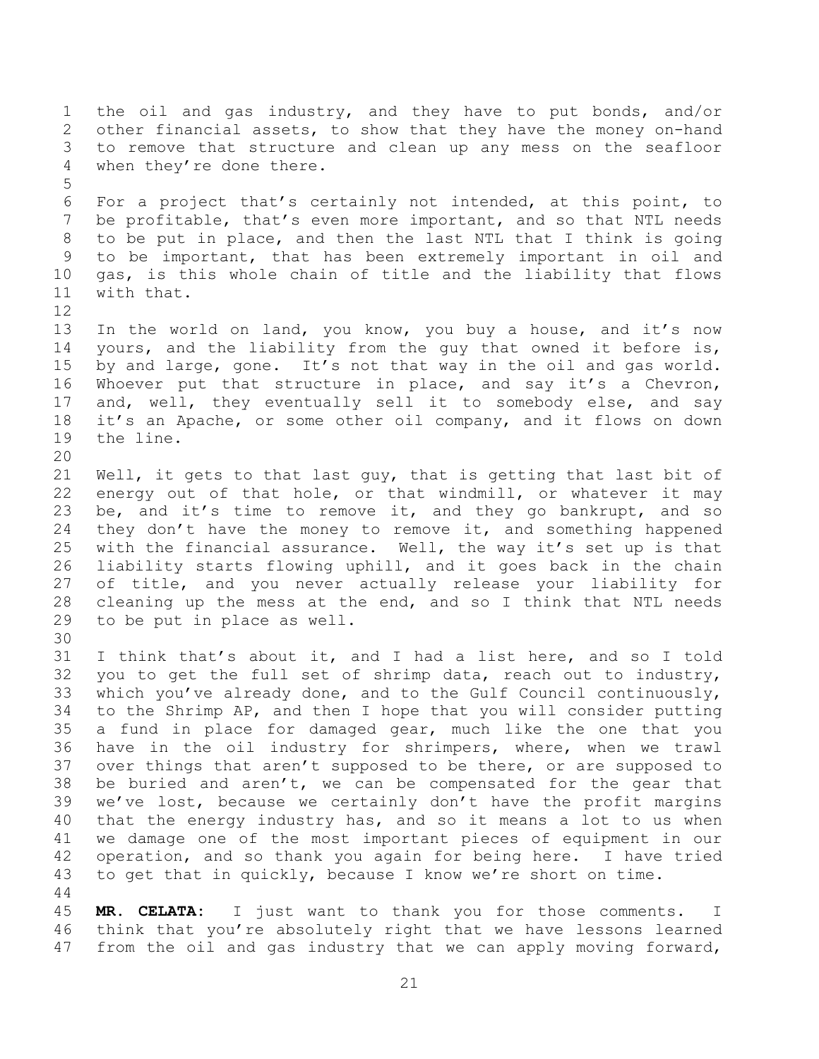the oil and gas industry, and they have to put bonds, and/or other financial assets, to show that they have the money on-hand to remove that structure and clean up any mess on the seafloor when they're done there.

For a project that's certainly not intended, at this point, to be profitable, that's even more important, and so that NTL needs to be put in place, and then the last NTL that I think is going to be important, that has been extremely important in oil and gas, is this whole chain of title and the liability that flows with that.

In the world on land, you know, you buy a house, and it's now yours, and the liability from the guy that owned it before is, by and large, gone. It's not that way in the oil and gas world. Whoever put that structure in place, and say it's a Chevron, and, well, they eventually sell it to somebody else, and say it's an Apache, or some other oil company, and it flows on down the line.

Well, it gets to that last guy, that is getting that last bit of energy out of that hole, or that windmill, or whatever it may be, and it's time to remove it, and they go bankrupt, and so they don't have the money to remove it, and something happened with the financial assurance. Well, the way it's set up is that liability starts flowing uphill, and it goes back in the chain of title, and you never actually release your liability for cleaning up the mess at the end, and so I think that NTL needs to be put in place as well.

I think that's about it, and I had a list here, and so I told you to get the full set of shrimp data, reach out to industry, which you've already done, and to the Gulf Council continuously, to the Shrimp AP, and then I hope that you will consider putting a fund in place for damaged gear, much like the one that you have in the oil industry for shrimpers, where, when we trawl over things that aren't supposed to be there, or are supposed to be buried and aren't, we can be compensated for the gear that we've lost, because we certainly don't have the profit margins that the energy industry has, and so it means a lot to us when we damage one of the most important pieces of equipment in our operation, and so thank you again for being here. I have tried to get that in quickly, because I know we're short on time.

**MR. CELATA:** I just want to thank you for those comments. I think that you're absolutely right that we have lessons learned from the oil and gas industry that we can apply moving forward,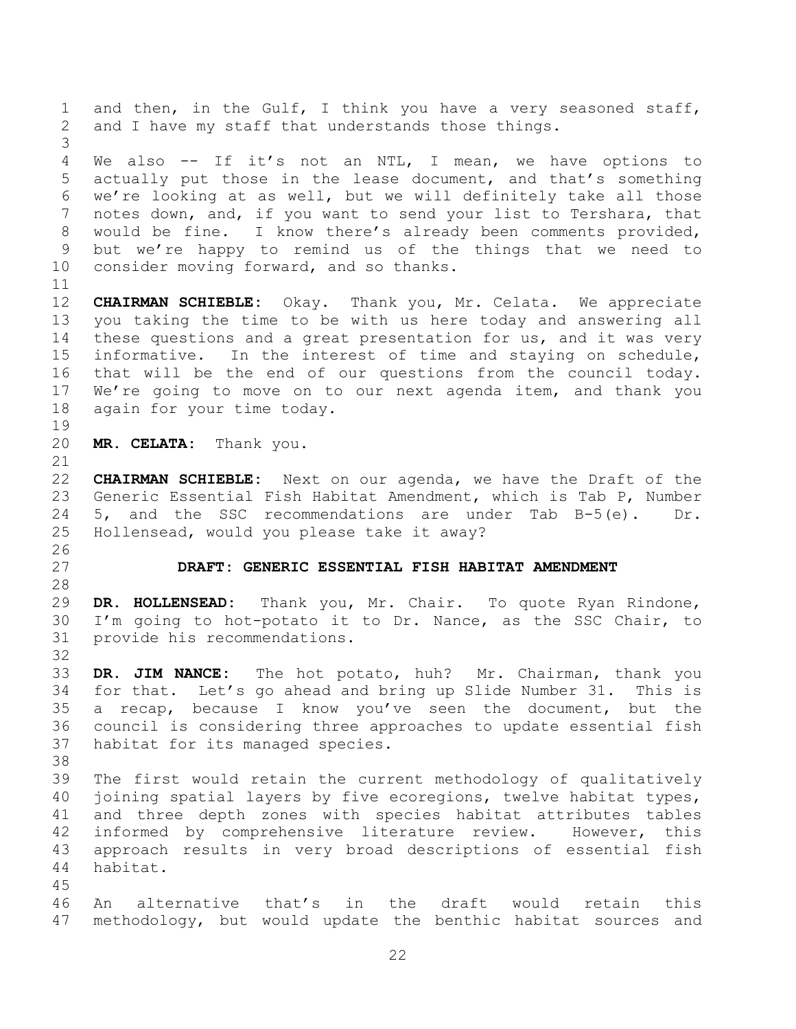and then, in the Gulf, I think you have a very seasoned staff, and I have my staff that understands those things.

We also -- If it's not an NTL, I mean, we have options to actually put those in the lease document, and that's something we're looking at as well, but we will definitely take all those notes down, and, if you want to send your list to Tershara, that would be fine. I know there's already been comments provided, but we're happy to remind us of the things that we need to consider moving forward, and so thanks.

**CHAIRMAN SCHIEBLE:** Okay. Thank you, Mr. Celata. We appreciate you taking the time to be with us here today and answering all these questions and a great presentation for us, and it was very informative. In the interest of time and staying on schedule, that will be the end of our questions from the council today. We're going to move on to our next agenda item, and thank you again for your time today.

**MR. CELATA:** Thank you.

**CHAIRMAN SCHIEBLE:** Next on our agenda, we have the Draft of the Generic Essential Fish Habitat Amendment, which is Tab P, Number 5, and the SSC recommendations are under Tab B-5(e). Dr. Hollensead, would you please take it away?

## DRAFT: GENERIC ESSENTIAL FISH HABITAT AMENDMENT

**DR. HOLLENSEAD:** Thank you, Mr. Chair. To quote Ryan Rindone, I'm going to hot-potato it to Dr. Nance, as the SSC Chair, to provide his recommendations.

**DR. JIM NANCE:** The hot potato, huh? Mr. Chairman, thank you for that. Let's go ahead and bring up Slide Number 31. This is a recap, because I know you've seen the document, but the council is considering three approaches to update essential fish habitat for its managed species.

The first would retain the current methodology of qualitatively joining spatial layers by five ecoregions, twelve habitat types, and three depth zones with species habitat attributes tables informed by comprehensive literature review. However, this approach results in very broad descriptions of essential fish habitat.

An alternative that's in the draft would retain this methodology, but would update the benthic habitat sources and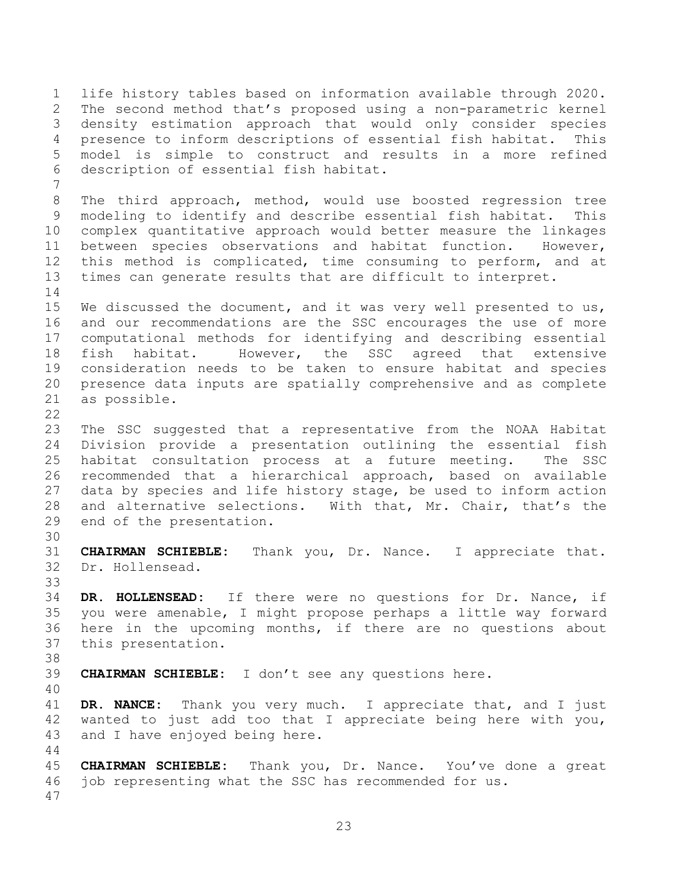life history tables based on information available through 2020. The second method that's proposed using a non-parametric kernel density estimation approach that would only consider species presence to inform descriptions of essential fish habitat. This model is simple to construct and results in a more refined description of essential fish habitat.

The third approach, method, would use boosted regression tree modeling to identify and describe essential fish habitat. This complex quantitative approach would better measure the linkages between species observations and habitat function. However, this method is complicated, time consuming to perform, and at times can generate results that are difficult to interpret.

We discussed the document, and it was very well presented to us, and our recommendations are the SSC encourages the use of more computational methods for identifying and describing essential fish habitat. However, the SSC agreed that extensive consideration needs to be taken to ensure habitat and species presence data inputs are spatially comprehensive and as complete as possible.

The SSC suggested that a representative from the NOAA Habitat Division provide a presentation outlining the essential fish habitat consultation process at a future meeting. The SSC recommended that a hierarchical approach, based on available data by species and life history stage, be used to inform action and alternative selections. With that, Mr. Chair, that's the end of the presentation.

**CHAIRMAN SCHIEBLE:** Thank you, Dr. Nance. I appreciate that. Dr. Hollensead.

**DR. HOLLENSEAD:** If there were no questions for Dr. Nance, if you were amenable, I might propose perhaps a little way forward here in the upcoming months, if there are no questions about this presentation.

**CHAIRMAN SCHIEBLE:** I don't see any questions here.

**DR. NANCE:** Thank you very much. I appreciate that, and I just wanted to just add too that I appreciate being here with you, and I have enjoyed being here.

**CHAIRMAN SCHIEBLE:** Thank you, Dr. Nance. You've done a great job representing what the SSC has recommended for us.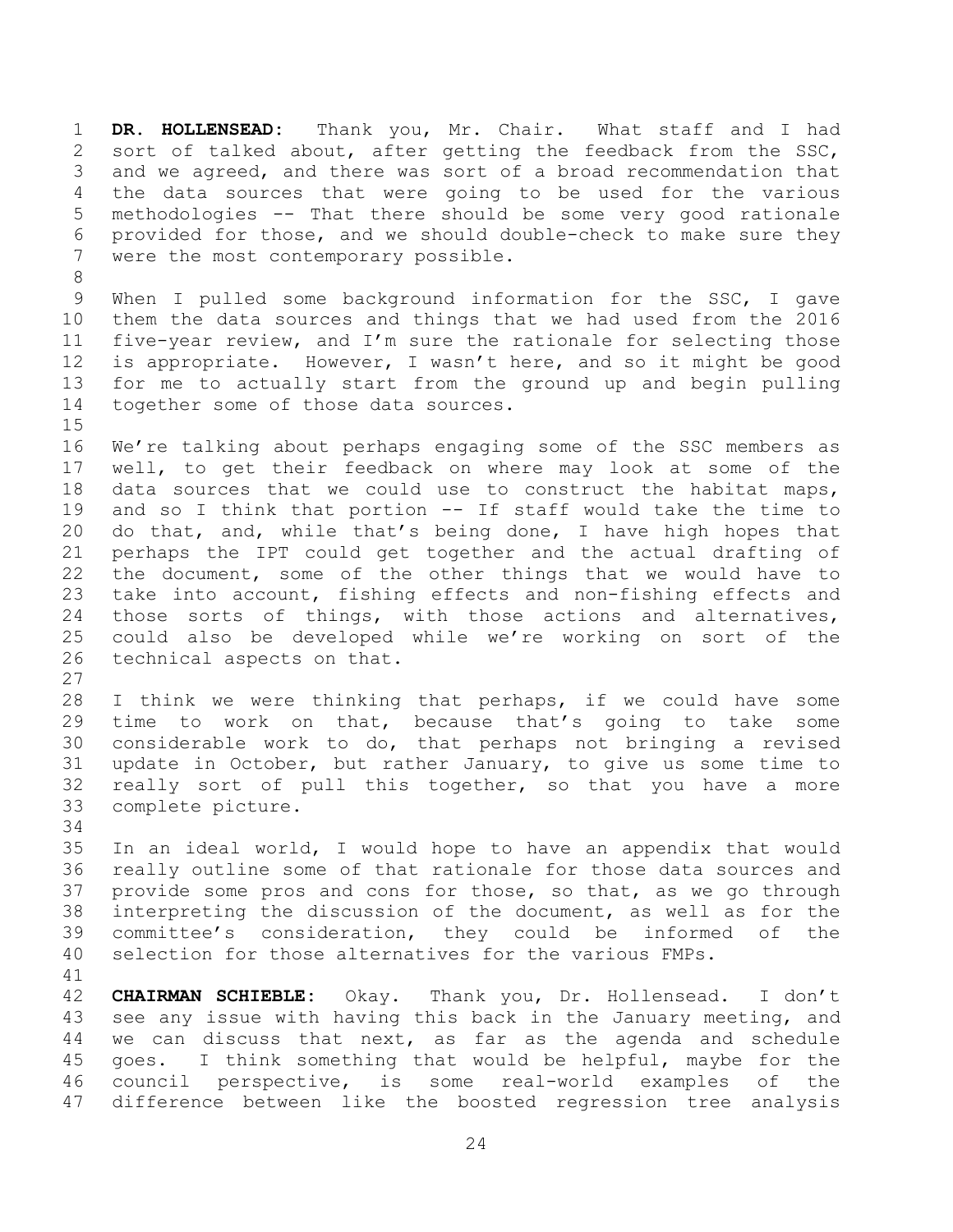**DR. HOLLENSEAD:** Thank you, Mr. Chair. What staff and I had sort of talked about, after getting the feedback from the SSC, and we agreed, and there was sort of a broad recommendation that the data sources that were going to be used for the various methodologies -- That there should be some very good rationale provided for those, and we should double-check to make sure they were the most contemporary possible.

When I pulled some background information for the SSC, I gave them the data sources and things that we had used from the 2016 five-year review, and I'm sure the rationale for selecting those is appropriate. However, I wasn't here, and so it might be good for me to actually start from the ground up and begin pulling together some of those data sources.

We're talking about perhaps engaging some of the SSC members as well, to get their feedback on where may look at some of the data sources that we could use to construct the habitat maps, and so I think that portion -- If staff would take the time to do that, and, while that's being done, I have high hopes that perhaps the IPT could get together and the actual drafting of the document, some of the other things that we would have to take into account, fishing effects and non-fishing effects and those sorts of things, with those actions and alternatives, could also be developed while we're working on sort of the technical aspects on that.

I think we were thinking that perhaps, if we could have some time to work on that, because that's going to take some considerable work to do, that perhaps not bringing a revised update in October, but rather January, to give us some time to really sort of pull this together, so that you have a more complete picture.

In an ideal world, I would hope to have an appendix that would really outline some of that rationale for those data sources and provide some pros and cons for those, so that, as we go through interpreting the discussion of the document, as well as for the committee's consideration, they could be informed of the selection for those alternatives for the various FMPs.

**CHAIRMAN SCHIEBLE:** Okay. Thank you, Dr. Hollensead. I don't see any issue with having this back in the January meeting, and we can discuss that next, as far as the agenda and schedule goes. I think something that would be helpful, maybe for the council perspective, is some real-world examples of the difference between like the boosted regression tree analysis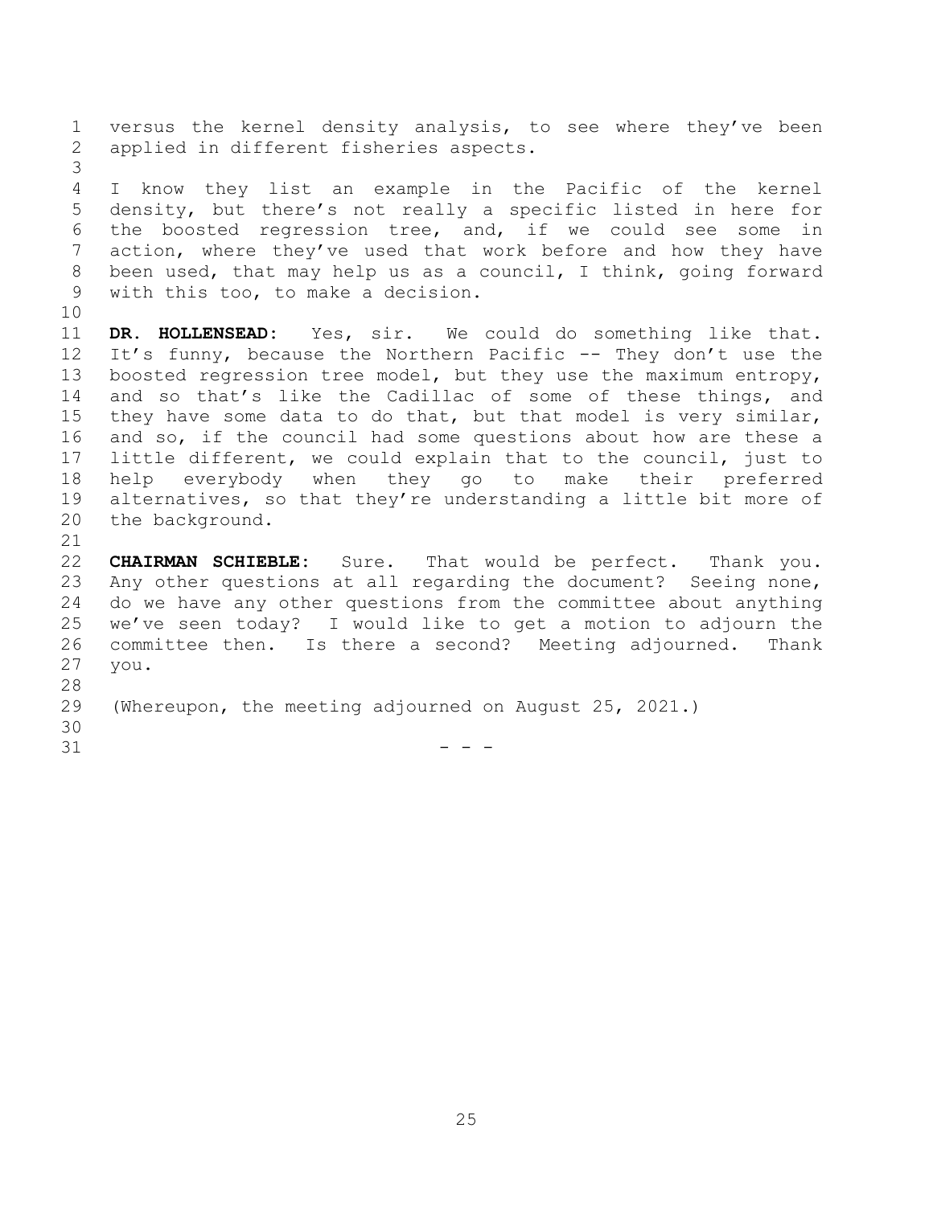versus the kernel density analysis, to see where they've been applied in different fisheries aspects.

I know they list an example in the Pacific of the kernel density, but there's not really a specific listed in here for the boosted regression tree, and, if we could see some in action, where they've used that work before and how they have been used, that may help us as a council, I think, going forward with this too, to make a decision.

**DR. HOLLENSEAD:** Yes, sir. We could do something like that. It's funny, because the Northern Pacific -- They don't use the boosted regression tree model, but they use the maximum entropy, and so that's like the Cadillac of some of these things, and they have some data to do that, but that model is very similar, and so, if the council had some questions about how are these a little different, we could explain that to the council, just to help everybody when they go to make their preferred alternatives, so that they're understanding a little bit more of the background.

**CHAIRMAN SCHIEBLE:** Sure. That would be perfect. Thank you. Any other questions at all regarding the document? Seeing none, do we have any other questions from the committee about anything we've seen today? I would like to get a motion to adjourn the committee then. Is there a second? Meeting adjourned. Thank you.

(Whereupon, the meeting adjourned on August 25, 2021.)

\- - -